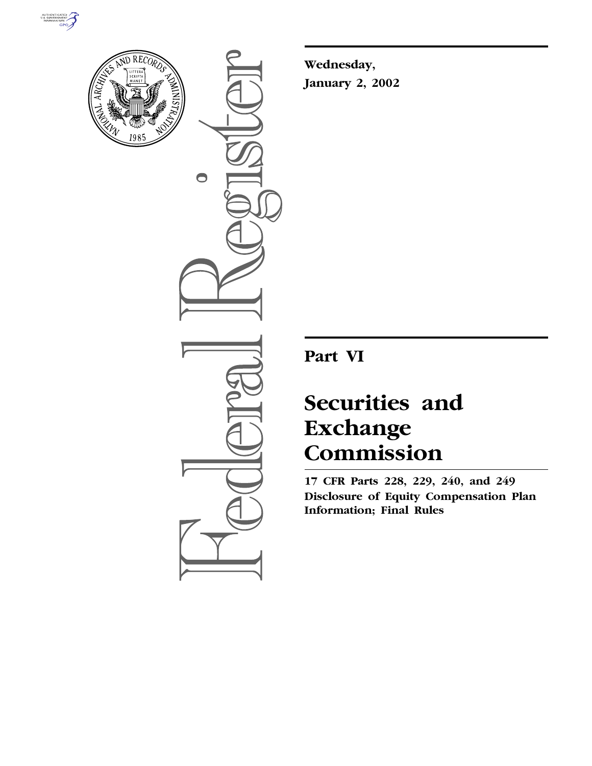**Wednesday,**

**January 2, 2002**

# Part VI

# Securities and Exchange Commission

**17 CFR Parts 228, 229, 240, and 249**

**Disclosure of Equity Compensation Plan Information; Final Rules**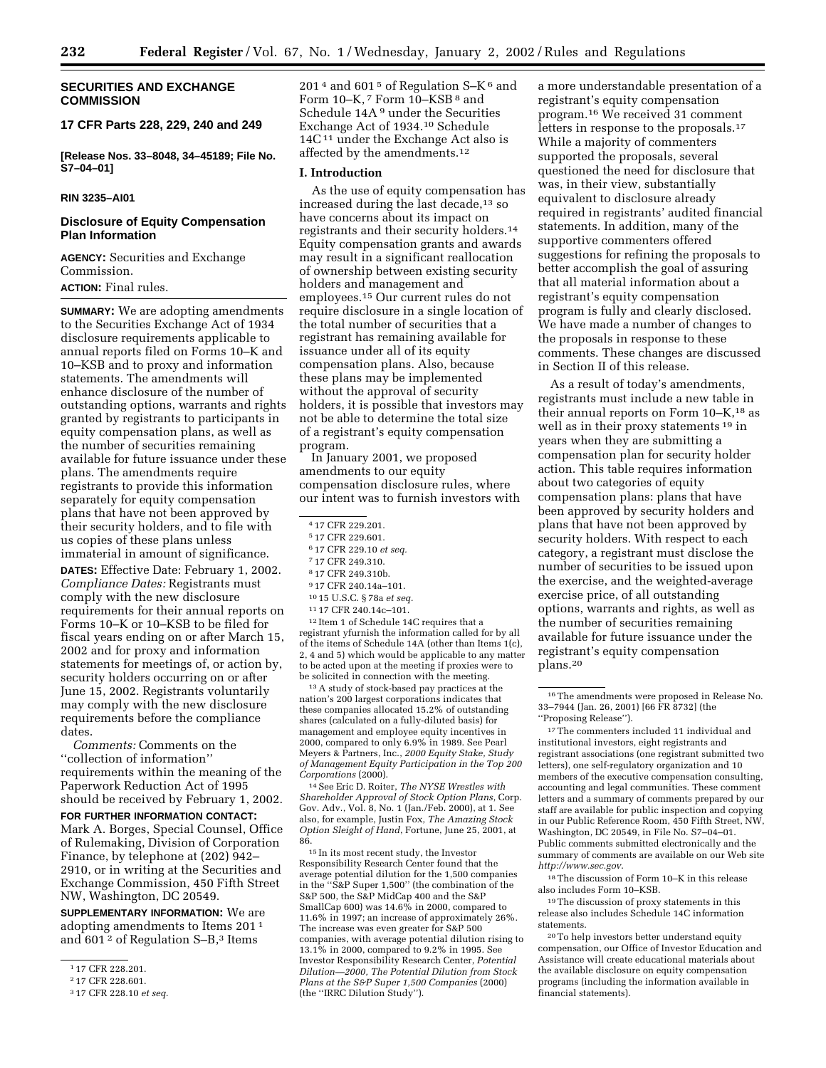## SECURITIES AND EXCHANGE COMMISSION

### 17 CFR Parts 228, 229, 240 and 249

**[Release Nos. 33–8048, 34–45189; File No. S7–04–01]**

**RIN 3235–AI01**

### Disclosure of Equity Compensation Plan Information

**AGENCY:** Securities and Exchange Commission.

**ACTION:** Final rules.

**SUMMARY:** We are adopting amendments to the Securities Exchange Act of 1934 disclosure requirements applicable to annual reports filed on Forms 10–K and 10–KSB and to proxy and information statements. The amendments will enhance disclosure of the number of outstanding options, warrants and rights granted by registrants to participants in equity compensation plans, as well as the number of securities remaining available for future issuance under these plans. The amendments require registrants to provide this information separately for equity compensation plans that have not been approved by their security holders, and to file with us copies of these plans unless immaterial in amount of significance.

**DATES:** Effective Date: February 1, 2002. *Compliance Dates:* Registrants must comply with the new disclosure requirements for their annual reports on Forms 10–K or 10–KSB to be filed for fiscal years ending on or after March 15, 2002 and for proxy and information statements for meetings of, or action by, security holders occurring on or after June 15, 2002. Registrants voluntarily may comply with the new disclosure requirements before the compliance dates.

*Comments:* Comments on the ''collection of information'' requirements within the meaning of the Paperwork Reduction Act of 1995 should be received by February 1, 2002.

**FOR FURTHER INFORMATION CONTACT:** Mark A. Borges, Special Counsel, Office of Rulemaking, Division of Corporation Finance, by telephone at (202) 942–2910, or in writing at the Securities and Exchange Commission, 450 Fifth Street NW, Washington, DC 20549.

**SUPPLEMENTARY INFORMATION:** We are adopting amendments to Items 201 [1] and 601 [2] of Regulation S–B,[3] Items 201 [4] and 601 [5] of Regulation S–K [6] and Form 10–K,[7] Form 10–KSB [8] and Schedule 14A [9] under the Securities Exchange Act of 1934.[10] Schedule 14C [11] under the Exchange Act also is affected by the amendments.[12]

## I. Introduction

As the use of equity compensation has increased during the last decade,[13] so have concerns about its impact on registrants and their security holders.[14] Equity compensation grants and awards may result in a significant reallocation of ownership between existing security holders and management and employees.[15] Our current rules do not require disclosure in a single location of the total number of securities that a registrant has remaining available for issuance under all of its equity compensation plans. Also, because these plans may be implemented without the approval of security holders, it is possible that investors may not be able to determine the total size of a registrant's equity compensation program.

In January 2001, we proposed amendments to our equity compensation disclosure rules, where our intent was to furnish investors with a more understandable presentation of a registrant's equity compensation program.[16] We received 31 comment letters in response to the proposals.[17] While a majority of commenters supported the proposals, several questioned the need for disclosure that was, in their view, substantially equivalent to disclosure already required in registrants' audited financial statements. In addition, many of the supportive commenters offered suggestions for refining the proposals to better accomplish the goal of assuring that all material information about a registrant's equity compensation program is fully and clearly disclosed. We have made a number of changes to the proposals in response to these comments. These changes are discussed in Section II of this release.

As a result of today's amendments, registrants must include a new table in their annual reports on Form 10–K,[18] as well as in their proxy statements [19] in years when they are submitting a compensation plan for security holder action. This table requires information about two categories of equity compensation plans: plans that have been approved by security holders and plans that have not been approved by security holders. With respect to each category, a registrant must disclose the number of securities to be issued upon the exercise, and the weighted-average exercise price, of all outstanding options, warrants and rights, as well as the number of securities remaining available for future issuance under the registrant's equity compensation plans.[20]

---

[1] 17 CFR 228.201.

[2] 17 CFR 228.601.

[3] 17 CFR 228.10 *et seq.*

[4] 17 CFR 229.201.

[5] 17 CFR 229.601.

[6] 17 CFR 229.10 *et seq.*

[7] 17 CFR 249.310.

[8] 17 CFR 249.310b.

[9] 17 CFR 240.14a–101.

[10] 15 U.S.C. § 78a *et seq.*

[11] 17 CFR 240.14c–101.

[12] Item 1 of Schedule 14C requires that a registrant yfurnish the information called for by all of the items of Schedule 14A (other than Items 1(c), 2, 4 and 5) which would be applicable to any matter to be acted upon at the meeting if proxies were to be solicited in connection with the meeting.

[13] A study of stock-based pay practices at the nation's 200 largest corporations indicates that these companies allocated 15.2% of outstanding shares (calculated on a fully-diluted basis) for management and employee equity incentives in 2000, compared to only 6.9% in 1989. See Pearl Meyers & Partners, Inc., *2000 Equity Stake, Study of Management Equity Participation in the Top 200 Corporations* (2000).

[14] See Eric D. Roiter, *The NYSE Wrestles with Shareholder Approval of Stock Option Plans*, Corp. Gov. Adv., Vol. 8, No. 1 (Jan./Feb. 2000), at 1. See also, for example, Justin Fox, *The Amazing Stock Option Sleight of Hand*, Fortune, June 25, 2001, at 86.

[15] In its most recent study, the Investor Responsibility Research Center found that the average potential dilution for the 1,500 companies in the ''S&P Super 1,500'' (the combination of the S&P 500, the S&P MidCap 400 and the S&P SmallCap 600) was 14.6% in 2000, compared to 11.6% in 1997; an increase of approximately 26%. The increase was even greater for S&P 500 companies, with average potential dilution rising to 13.1% in 2000, compared to 9.2% in 1995. See Investor Responsibility Research Center, *Potential Dilution—2000, The Potential Dilution from Stock Plans at the S&P Super 1,500 Companies* (2000) (the ''IRRC Dilution Study'').

[16] The amendments were proposed in Release No. 33–7944 (Jan. 26, 2001) [66 FR 8732] (the ''Proposing Release'').

[17] The commenters included 11 individual and institutional investors, eight registrants and registrant associations (one registrant submitted two letters), one self-regulatory organization and 10 members of the executive compensation consulting, accounting and legal communities. These comment letters and a summary of comments prepared by our staff are available for public inspection and copying in our Public Reference Room, 450 Fifth Street, NW, Washington, DC 20549, in File No. S7–04–01. Public comments submitted electronically and the summary of comments are available on our Web site *http://www.sec.gov*.

[18] The discussion of Form 10–K in this release also includes Form 10–KSB.

[19] The discussion of proxy statements in this release also includes Schedule 14C information statements.

[20] To help investors better understand equity compensation, our Office of Investor Education and Assistance will create educational materials about the available disclosure on equity compensation programs (including the information available in financial statements).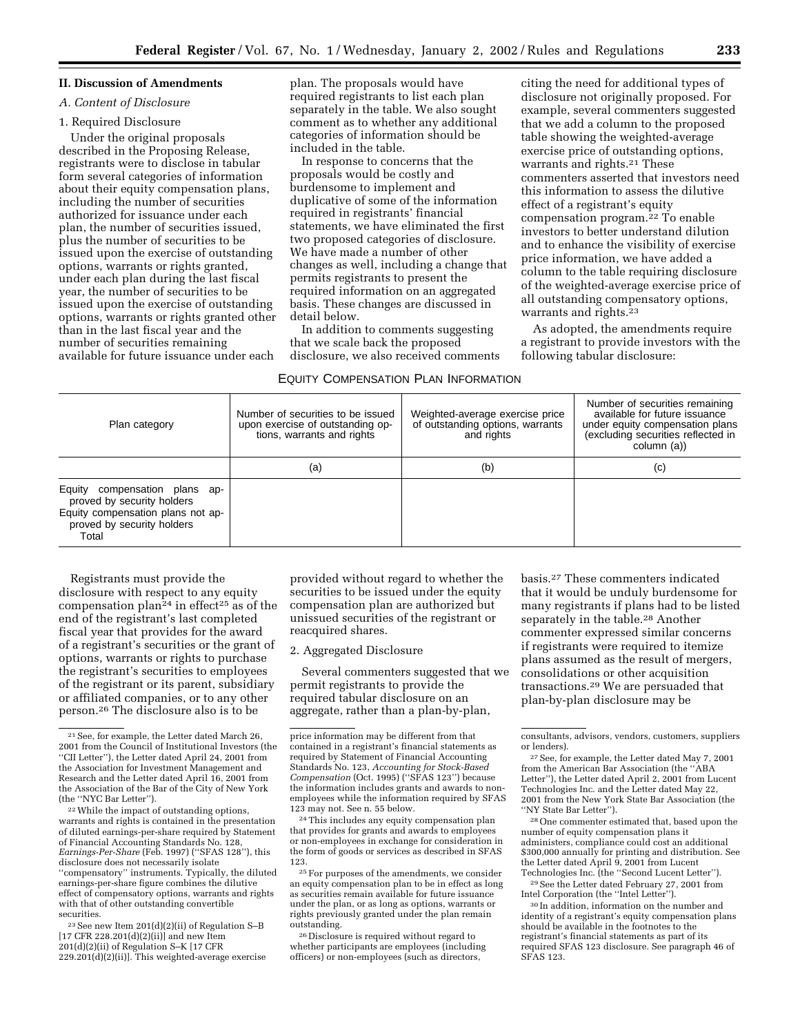## II. Discussion of Amendments

### A. Content of Disclosure

#### 1. Required Disclosure

Under the original proposals described in the Proposing Release, registrants were to disclose in tabular form several categories of information about their equity compensation plans, including the number of securities authorized for issuance under each plan, the number of securities issued, plus the number of securities to be issued upon the exercise of outstanding options, warrants or rights granted, under each plan during the last fiscal year, the number of securities to be issued upon the exercise of outstanding options, warrants or rights granted other than in the last fiscal year and the number of securities remaining available for future issuance under each plan. The proposals would have required registrants to list each plan separately in the table. We also sought comment as to whether any additional categories of information should be included in the table.

In response to concerns that the proposals would be costly and burdensome to implement and duplicative of some of the information required in registrants' financial statements, we have eliminated the first two proposed categories of disclosure. We have made a number of other changes as well, including a change that permits registrants to present the required information on an aggregated basis. These changes are discussed in detail below.

In addition to comments suggesting that we scale back the proposed disclosure, we also received comments citing the need for additional types of disclosure not originally proposed. For example, several commenters suggested that we add a column to the proposed table showing the weighted-average exercise price of outstanding options, warrants and rights.[21] These commenters asserted that investors need this information to assess the dilutive effect of a registrant's equity compensation program.[22] To enable investors to better understand dilution and to enhance the visibility of exercise price information, we have added a column to the table requiring disclosure of the weighted-average exercise price of all outstanding compensatory options, warrants and rights.[23]

As adopted, the amendments require a registrant to provide investors with the following tabular disclosure:

EQUITY COMPENSATION PLAN INFORMATION

| Plan category | Number of securities to be issued upon exercise of outstanding options, warrants and rights | Weighted-average exercise price of outstanding options, warrants and rights | Number of securities remaining available for future issuance under equity compensation plans (excluding securities reflected in column (a)) |
|---|---|---|---|
| | (a) | (b) | (c) |
| Equity compensation plans approved by security holders | | | |
| Equity compensation plans not approved by security holders | | | |
| Total | | | |

Registrants must provide the disclosure with respect to any equity compensation plan[24] in effect[25] as of the end of the registrant's last completed fiscal year that provides for the award of a registrant's securities or the grant of options, warrants or rights to purchase the registrant's securities to employees of the registrant or its parent, subsidiary or affiliated companies, or to any other person.[26] The disclosure also is to be provided without regard to whether the securities to be issued under the equity compensation plan are authorized but unissued securities of the registrant or reacquired shares.

#### 2. Aggregated Disclosure

Several commenters suggested that we permit registrants to provide the required tabular disclosure on an aggregate, rather than a plan-by-plan, basis.[27] These commenters indicated that it would be unduly burdensome for many registrants if plans had to be listed separately in the table.[28] Another commenter expressed similar concerns if registrants were required to itemize plans assumed as the result of mergers, consolidations or other acquisition transactions.[29] We are persuaded that plan-by-plan disclosure may be

---

[21] See, for example, the Letter dated March 26, 2001 from the Council of Institutional Investors (the ''CII Letter''), the Letter dated April 24, 2001 from the Association for Investment Management and Research and the Letter dated April 16, 2001 from the Association of the Bar of the City of New York (the ''NYC Bar Letter'').

[22] While the impact of outstanding options, warrants and rights is contained in the presentation of diluted earnings-per-share required by Statement of Financial Accounting Standards No. 128, *Earnings-Per-Share* (Feb. 1997) (''SFAS 128''), this disclosure does not necessarily isolate ''compensatory'' instruments. Typically, the diluted earnings-per-share figure combines the dilutive effect of compensatory options, warrants and rights with that of other outstanding convertible securities.

[23] See new Item 201(d)(2)(ii) of Regulation S–B [17 CFR 228.201(d)(2)(ii)] and new Item 201(d)(2)(ii) of Regulation S–K [17 CFR 229.201(d)(2)(ii)]. This weighted-average exercise price information may be different from that contained in a registrant's financial statements as required by Statement of Financial Accounting Standards No. 123, *Accounting for Stock-Based Compensation* (Oct. 1995) (''SFAS 123'') because the information includes grants and awards to non-employees while the information required by SFAS 123 may not. See n. 55 below.

[24] This includes any equity compensation plan that provides for grants and awards to employees or non-employees in exchange for consideration in the form of goods or services as described in SFAS 123.

[25] For purposes of the amendments, we consider an equity compensation plan to be in effect as long as securities remain available for future issuance under the plan, or as long as options, warrants or rights previously granted under the plan remain outstanding.

[26] Disclosure is required without regard to whether participants are employees (including officers) or non-employees (such as directors, consultants, advisors, vendors, customers, suppliers or lenders).

[27] See, for example, the Letter dated May 7, 2001 from the American Bar Association (the ''ABA Letter''), the Letter dated April 2, 2001 from Lucent Technologies Inc. and the Letter dated May 22, 2001 from the New York State Bar Association (the ''NY State Bar Letter'').

[28] One commenter estimated that, based upon the number of equity compensation plans it administers, compliance could cost an additional $300,000 annually for printing and distribution. See the Letter dated April 9, 2001 from Lucent Technologies Inc. (the ''Second Lucent Letter'').

[29] See the Letter dated February 27, 2001 from Intel Corporation (the ''Intel Letter'').

[30] In addition, information on the number and identity of a registrant's equity compensation plans should be available in the footnotes to the registrant's financial statements as part of its required SFAS 123 disclosure. See paragraph 46 of SFAS 123.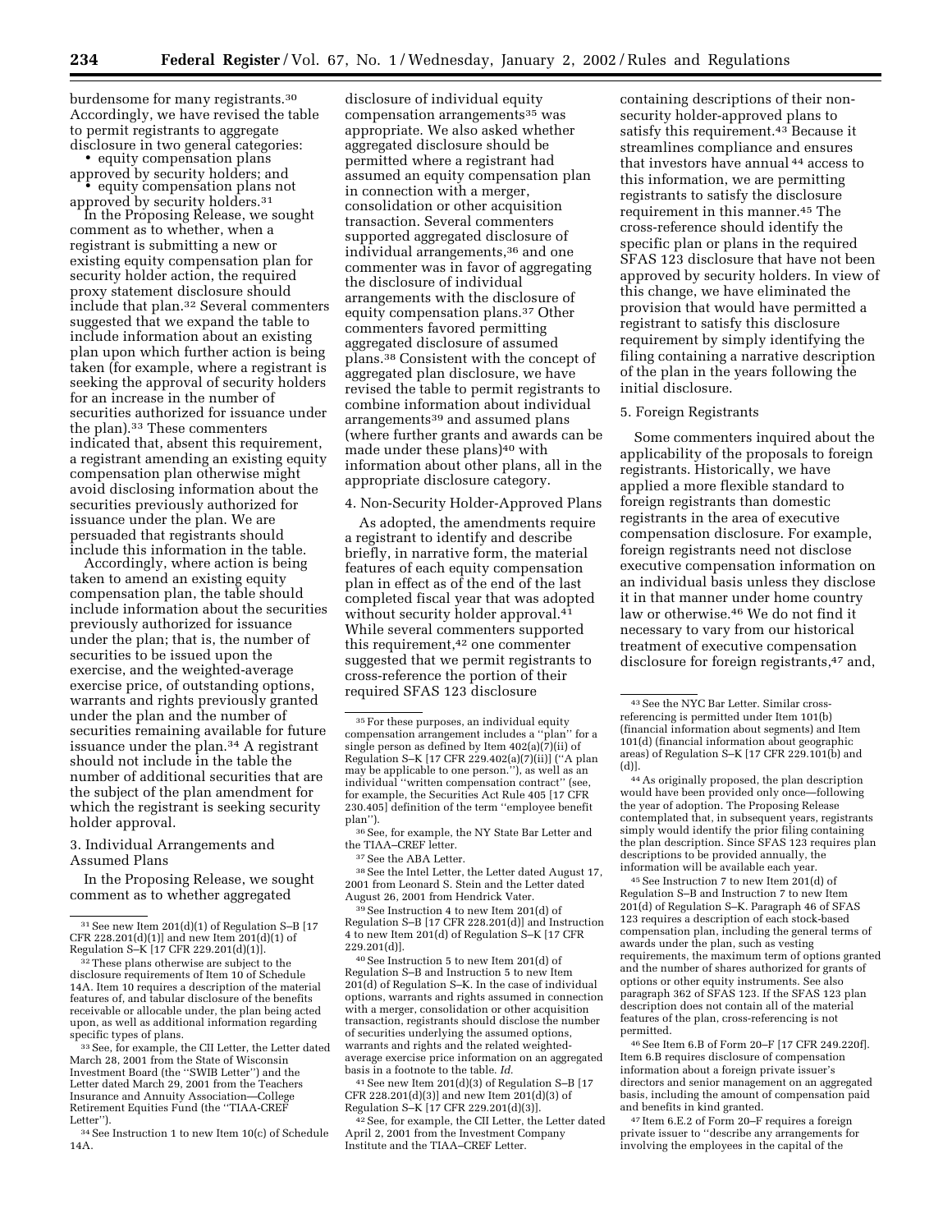burdensome for many registrants.[30] Accordingly, we have revised the table to permit registrants to aggregate disclosure in two general categories:

- equity compensation plans approved by security holders; and
- equity compensation plans not approved by security holders.[31]

In the Proposing Release, we sought comment as to whether, when a registrant is submitting a new or existing equity compensation plan for security holder action, the required proxy statement disclosure should include that plan.[32] Several commenters suggested that we expand the table to include information about an existing plan upon which further action is being taken (for example, where a registrant is seeking the approval of security holders for an increase in the number of securities authorized for issuance under the plan).[33] These commenters indicated that, absent this requirement, a registrant amending an existing equity compensation plan otherwise might avoid disclosing information about the securities previously authorized for issuance under the plan. We are persuaded that registrants should include this information in the table.

Accordingly, where action is being taken to amend an existing equity compensation plan, the table should include information about the securities previously authorized for issuance under the plan; that is, the number of securities to be issued upon the exercise, and the weighted-average exercise price, of outstanding options, warrants and rights previously granted under the plan and the number of securities remaining available for future issuance under the plan.[34] A registrant should not include in the table the number of additional securities that are the subject of the plan amendment for which the registrant is seeking security holder approval.

### 3. Individual Arrangements and Assumed Plans

In the Proposing Release, we sought comment as to whether aggregated disclosure of individual equity compensation arrangements[35] was appropriate. We also asked whether aggregated disclosure should be permitted where a registrant had assumed an equity compensation plan in connection with a merger, consolidation or other acquisition transaction. Several commenters supported aggregated disclosure of individual arrangements,[36] and one commenter was in favor of aggregating the disclosure of individual arrangements with the disclosure of equity compensation plans.[37] Other commenters favored permitting aggregated disclosure of assumed plans.[38] Consistent with the concept of aggregated plan disclosure, we have revised the table to permit registrants to combine information about individual arrangements[39] and assumed plans (where further grants and awards can be made under these plans)[40] with information about other plans, all in the appropriate disclosure category.

### 4. Non-Security Holder-Approved Plans

As adopted, the amendments require a registrant to identify and describe briefly, in narrative form, the material features of each equity compensation plan in effect as of the end of the last completed fiscal year that was adopted without security holder approval.[41] While several commenters supported this requirement,[42] one commenter suggested that we permit registrants to cross-reference the portion of their required SFAS 123 disclosure containing descriptions of their non-security holder-approved plans to satisfy this requirement.[43] Because it streamlines compliance and ensures that investors have annual[44] access to this information, we are permitting registrants to satisfy the disclosure requirement in this manner.[45] The cross-reference should identify the specific plan or plans in the required SFAS 123 disclosure that have not been approved by security holders. In view of this change, we have eliminated the provision that would have permitted a registrant to satisfy this disclosure requirement by simply identifying the filing containing a narrative description of the plan in the years following the initial disclosure.

### 5. Foreign Registrants

Some commenters inquired about the applicability of the proposals to foreign registrants. Historically, we have applied a more flexible standard to foreign registrants than domestic registrants in the area of executive compensation disclosure. For example, foreign registrants need not disclose executive compensation information on an individual basis unless they disclose it in that manner under home country law or otherwise.[46] We do not find it necessary to vary from our historical treatment of executive compensation disclosure for foreign registrants,[47] and,

---

[31] See new Item 201(d)(1) of Regulation S–B [17 CFR 228.201(d)(1)] and new Item 201(d)(1) of Regulation S–K [17 CFR 229.201(d)(1)].

[32] These plans otherwise are subject to the disclosure requirements of Item 10 of Schedule 14A. Item 10 requires a description of the material features of, and tabular disclosure of the benefits receivable or allocable under, the plan being acted upon, as well as additional information regarding specific types of plans.

[33] See, for example, the CII Letter, the Letter dated March 28, 2001 from the State of Wisconsin Investment Board (the "SWIB Letter") and the Letter dated March 29, 2001 from the Teachers Insurance and Annuity Association—College Retirement Equities Fund (the "TIAA-CREF Letter").

[34] See Instruction 1 to new Item 10(c) of Schedule 14A.

[35] For these purposes, an individual equity compensation arrangement includes a "plan" for a single person as defined by Item 402(a)(7)(ii) of Regulation S–K [17 CFR 229.402(a)(7)(ii)] ("A plan may be applicable to one person."), as well as an individual "written compensation contract" (see, for example, the Securities Act Rule 405 [17 CFR 230.405] definition of the term "employee benefit plan").

[36] See, for example, the NY State Bar Letter and the TIAA–CREF letter.

[37] See the ABA Letter.

[38] See the Intel Letter, the Letter dated August 17, 2001 from Leonard S. Stein and the Letter dated August 26, 2001 from Hendrick Vater.

[39] See Instruction 4 to new Item 201(d) of Regulation S–B [17 CFR 228.201(d)] and Instruction 4 to new Item 201(d) of Regulation S–K [17 CFR 229.201(d)].

[40] See Instruction 5 to new Item 201(d) of Regulation S–B and Instruction 5 to new Item 201(d) of Regulation S–K. In the case of individual options, warrants and rights assumed in connection with a merger, consolidation or other acquisition transaction, registrants should disclose the number of securities underlying the assumed options, warrants and rights and the related weighted-average exercise price information on an aggregated basis in a footnote to the table. *Id.*

[41] See new Item 201(d)(3) of Regulation S–B [17 CFR 228.201(d)(3)] and new Item 201(d)(3) of Regulation S–K [17 CFR 229.201(d)(3)].

[42] See, for example, the CII Letter, the Letter dated April 2, 2001 from the Investment Company Institute and the TIAA–CREF Letter.

[43] See the NYC Bar Letter. Similar cross-referencing is permitted under Item 101(b) (financial information about segments) and Item 101(d) (financial information about geographic areas) of Regulation S–K [17 CFR 229.101(b) and (d)].

[44] As originally proposed, the plan description would have been provided only once—following the year of adoption. The Proposing Release contemplated that, in subsequent years, registrants simply would identify the prior filing containing the plan description. Since SFAS 123 requires plan descriptions to be provided annually, the information will be available each year.

[45] See Instruction 7 to new Item 201(d) of Regulation S–B and Instruction 7 to new Item 201(d) of Regulation S–K. Paragraph 46 of SFAS 123 requires a description of each stock-based compensation plan, including the general terms of awards under the plan, such as vesting requirements, the maximum term of options granted and the number of shares authorized for grants of options or other equity instruments. See also paragraph 362 of SFAS 123. If the SFAS 123 plan description does not contain all of the material features of the plan, cross-referencing is not permitted.

[46] See Item 6.B of Form 20–F [17 CFR 249.220f]. Item 6.B requires disclosure of compensation information about a foreign private issuer's directors and senior management on an aggregated basis, including the amount of compensation paid and benefits in kind granted.

[47] Item 6.E.2 of Form 20–F requires a foreign private issuer to "describe any arrangements for involving the employees in the capital of the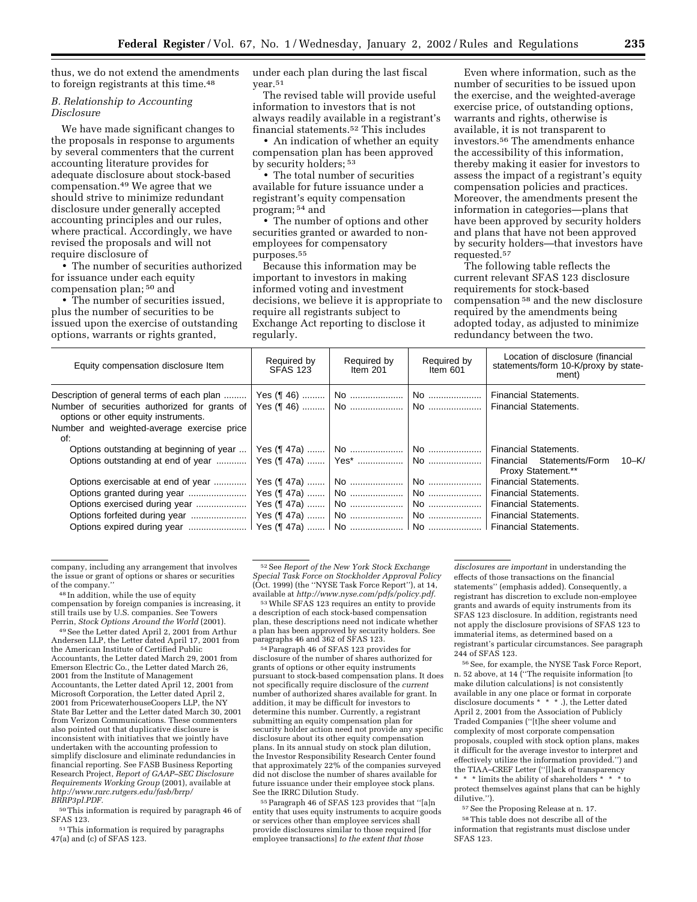thus, we do not extend the amendments to foreign registrants at this time.[48]

### B. Relationship to Accounting Disclosure

We have made significant changes to the proposals in response to arguments by several commenters that the current accounting literature provides for adequate disclosure about stock-based compensation.[49] We agree that we should strive to minimize redundant disclosure under generally accepted accounting principles and our rules, where practical. Accordingly, we have revised the proposals and will not require disclosure of

- The number of securities authorized for issuance under each equity compensation plan; [50] and
- The number of securities issued, plus the number of securities to be issued upon the exercise of outstanding options, warrants or rights granted, under each plan during the last fiscal year.[51]

The revised table will provide useful information to investors that is not always readily available in a registrant's financial statements.[52] This includes

- An indication of whether an equity compensation plan has been approved by security holders; [53]
- The total number of securities available for future issuance under a registrant's equity compensation program; [54] and
- The number of options and other securities granted or awarded to non-employees for compensatory purposes.[55]

Because this information may be important to investors in making informed voting and investment decisions, we believe it is appropriate to require all registrants subject to Exchange Act reporting to disclose it regularly.

Even where information, such as the number of securities to be issued upon the exercise, and the weighted-average exercise price, of outstanding options, warrants and rights, otherwise is available, it is not transparent to investors.[56] The amendments enhance the accessibility of this information, thereby making it easier for investors to assess the impact of a registrant's equity compensation policies and practices. Moreover, the amendments present the information in categories—plans that have been approved by security holders and plans that have not been approved by security holders—that investors have requested.[57]

The following table reflects the current relevant SFAS 123 disclosure requirements for stock-based compensation [58] and the new disclosure required by the amendments being adopted today, as adjusted to minimize redundancy between the two.

| Equity compensation disclosure Item | Required by SFAS 123 | Required by Item 201 | Required by Item 601 | Location of disclosure (financial statements/form 10-K/proxy by statement) |
|---|---|---|---|---|
| Description of general terms of each plan | Yes (¶ 46) | No | No | Financial Statements. |
| Number of securities authorized for grants of options or other equity instruments. | Yes (¶ 46) | No | No | Financial Statements. |
| Number and weighted-average exercise price of: | | | | |
| Options outstanding at beginning of year | Yes (¶ 47a) | No | No | Financial Statements. |
| Options outstanding at end of year | Yes (¶ 47a) | Yes* | No | Financial Statements/Form 10–K/ Proxy Statement.** |
| Options exercisable at end of year | Yes (¶ 47a) | No | No | Financial Statements. |
| Options granted during year | Yes (¶ 47a) | No | No | Financial Statements. |
| Options exercised during year | Yes (¶ 47a) | No | No | Financial Statements. |
| Options forfeited during year | Yes (¶ 47a) | No | No | Financial Statements. |
| Options expired during year | Yes (¶ 47a) | No | No | Financial Statements. |

company, including any arrangement that involves the issue or grant of options or shares or securities of the company.''

[48] In addition, while the use of equity compensation by foreign companies is increasing, it still trails use by U.S. companies. See Towers Perrin, *Stock Options Around the World* (2001).

[49] See the Letter dated April 2, 2001 from Arthur Andersen LLP, the Letter dated April 17, 2001 from the American Institute of Certified Public Accountants, the Letter dated March 29, 2001 from Emerson Electric Co., the Letter dated March 26, 2001 from the Institute of Management Accountants, the Letter dated April 12, 2001 from Microsoft Corporation, the Letter dated April 2, 2001 from PricewaterhouseCoopers LLP, the NY State Bar Letter and the Letter dated March 30, 2001 from Verizon Communications. These commenters also pointed out that duplicative disclosure is inconsistent with initiatives that we jointly have undertaken with the accounting profession to simplify disclosure and eliminate redundancies in financial reporting. See FASB Business Reporting Research Project, *Report of GAAP–SEC Disclosure Requirements Working Group* (2001), available at *http://www.rarc.rutgers.edu/fasb/brrp/BRRP3pl.PDF.*

[50] This information is required by paragraph 46 of SFAS 123.

[51] This information is required by paragraphs 47(a) and (c) of SFAS 123.

[52] See *Report of the New York Stock Exchange Special Task Force on Stockholder Approval Policy* (Oct. 1999) (the ''NYSE Task Force Report''), at 14, available at *http://www.nyse.com/pdfs/policy.pdf.*

[53] While SFAS 123 requires an entity to provide a description of each stock-based compensation plan, these descriptions need not indicate whether a plan has been approved by security holders. See paragraphs 46 and 362 of SFAS 123.

[54] Paragraph 46 of SFAS 123 provides for disclosure of the number of shares authorized for grants of options or other equity instruments pursuant to stock-based compensation plans. It does not specifically require disclosure of the *current* number of authorized shares available for grant. In addition, it may be difficult for investors to determine this number. Currently, a registrant submitting an equity compensation plan for security holder action need not provide any specific disclosure about its other equity compensation plans. In its annual study on stock plan dilution, the Investor Responsibility Research Center found that approximately 22% of the companies surveyed did not disclose the number of shares available for future issuance under their employee stock plans. See the IRRC Dilution Study.

[55] Paragraph 46 of SFAS 123 provides that ''[a]n entity that uses equity instruments to acquire goods or services other than employee services shall provide disclosures similar to those required [for employee transactions] *to the extent that those disclosures are important* in understanding the effects of those transactions on the financial statements'' (emphasis added). Consequently, a registrant has discretion to exclude non-employee grants and awards of equity instruments from its SFAS 123 disclosure. In addition, registrants need not apply the disclosure provisions of SFAS 123 to immaterial items, as determined based on a registrant's particular circumstances. See paragraph 244 of SFAS 123.

[56] See, for example, the NYSE Task Force Report, n. 52 above, at 14 (''The requisite information [to make dilution calculations] is not consistently available in any one place or format in corporate disclosure documents * * * .), the Letter dated April 2, 2001 from the Association of Publicly Traded Companies (''[t]he sheer volume and complexity of most corporate compensation proposals, coupled with stock option plans, makes it difficult for the average investor to interpret and effectively utilize the information provided.'') and the TIAA–CREF Letter (''[l]ack of transparency * * * limits the ability of shareholders * * * to protect themselves against plans that can be highly dilutive.'').

[57] See the Proposing Release at n. 17.

[58] This table does not describe all of the information that registrants must disclose under SFAS 123.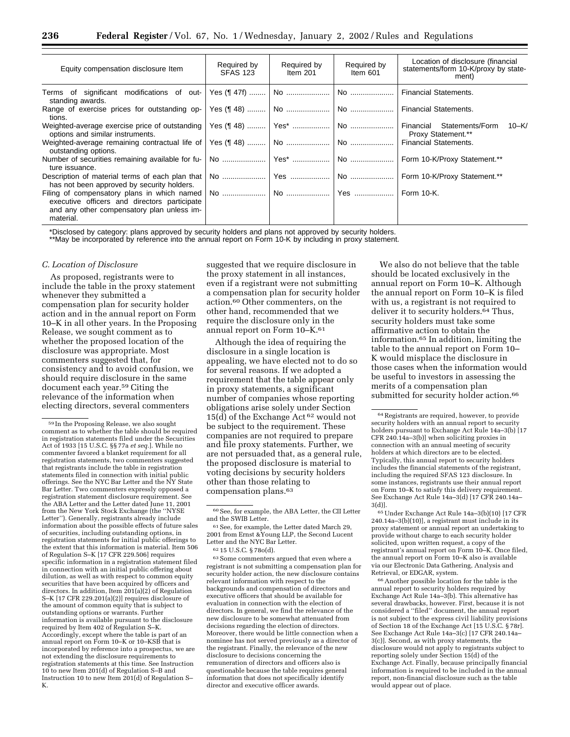| Equity compensation disclosure Item | Required by SFAS 123 | Required by Item 201 | Required by Item 601 | Location of disclosure (financial statements/form 10-K/proxy by statement) |
|---|---|---|---|---|
| Terms of significant modifications of outstanding awards. | Yes (¶ 47f) | No | No | Financial Statements. |
| Range of exercise prices for outstanding options. | Yes (¶ 48) | No | No | Financial Statements. |
| Weighted-average exercise price of outstanding options and similar instruments. | Yes (¶ 48) | Yes* | No | Financial Statements/Form 10–K/ Proxy Statement.** |
| Weighted-average remaining contractual life of outstanding options. | Yes (¶ 48) | No | No | Financial Statements. |
| Number of securities remaining available for future issuance. | No | Yes* | No | Form 10-K/Proxy Statement.** |
| Description of material terms of each plan that has not been approved by security holders. | No | Yes | No | Form 10-K/Proxy Statement.** |
| Filing of compensatory plans in which named executive officers and directors participate and any other compensatory plan unless immaterial. | No | No | Yes | Form 10-K. |

\*Disclosed by category: plans approved by security holders and plans not approved by security holders.

\*\*May be incorporated by reference into the annual report on Form 10-K by including in proxy statement.

### *C. Location of Disclosure*

As proposed, registrants were to include the table in the proxy statement whenever they submitted a compensation plan for security holder action and in the annual report on Form 10–K in all other years. In the Proposing Release, we sought comment as to whether the proposed location of the disclosure was appropriate. Most commenters suggested that, for consistency and to avoid confusion, we should require disclosure in the same document each year.[59] Citing the relevance of the information when electing directors, several commenters suggested that we require disclosure in the proxy statement in all instances, even if a registrant were not submitting a compensation plan for security holder action.[60] Other commenters, on the other hand, recommended that we require the disclosure only in the annual report on Form 10–K.[61]

Although the idea of requiring the disclosure in a single location is appealing, we have elected not to do so for several reasons. If we adopted a requirement that the table appear only in proxy statements, a significant number of companies whose reporting obligations arise solely under Section 15(d) of the Exchange Act [62] would not be subject to the requirement. These companies are not required to prepare and file proxy statements. Further, we are not persuaded that, as a general rule, the proposed disclosure is material to voting decisions by security holders other than those relating to compensation plans.[63]

We also do not believe that the table should be located exclusively in the annual report on Form 10–K. Although the annual report on Form 10–K is filed with us, a registrant is not required to deliver it to security holders.[64] Thus, security holders must take some affirmative action to obtain the information.[65] In addition, limiting the table to the annual report on Form 10–K would misplace the disclosure in those cases when the information would be useful to investors in assessing the merits of a compensation plan submitted for security holder action.[66]

---

[59] In the Proposing Release, we also sought comment as to whether the table should be required in registration statements filed under the Securities Act of 1933 [15 U.S.C. §§ 77a *et seq.*]. While no commenter favored a blanket requirement for all registration statements, two commenters suggested that registrants include the table in registration statements filed in connection with initial public offerings. See the NYC Bar Letter and the NY State Bar Letter. Two commenters expressly opposed a registration statement disclosure requirement. See the ABA Letter and the Letter dated June 11, 2001 from the New York Stock Exchange (the ''NYSE Letter''). Generally, registrants already include information about the possible effects of future sales of securities, including outstanding options, in registration statements for initial public offerings to the extent that this information is material. Item 506 of Regulation S–K [17 CFR 229.506] requires specific information in a registration statement filed in connection with an initial public offering about dilution, as well as with respect to common equity securities that have been acquired by officers and directors. In addition, Item 201(a)(2) of Regulation S–K [17 CFR 229.201(a)(2)] requires disclosure of the amount of common equity that is subject to outstanding options or warrants. Further information is available pursuant to the disclosure required by Item 402 of Regulation S–K. Accordingly, except where the table is part of an annual report on Form 10–K or 10–KSB that is incorporated by reference into a prospectus, we are not extending the disclosure requirements to registration statements at this time. See Instruction 10 to new Item 201(d) of Regulation S–B and Instruction 10 to new Item 201(d) of Regulation S–K.

[60] See, for example, the ABA Letter, the CII Letter and the SWIB Letter.

[61] See, for example, the Letter dated March 29, 2001 from Ernst &Young LLP, the Second Lucent Letter and the NYC Bar Letter.

[62] 15 U.S.C. § 78o(d).

[63] Some commenters argued that even where a registrant is not submitting a compensation plan for security holder action, the new disclosure contains relevant information with respect to the backgrounds and compensation of directors and executive officers that should be available for evaluation in connection with the election of directors. In general, we find the relevance of the new disclosure to be somewhat attenuated from decisions regarding the election of directors. Moreover, there would be little connection when a nominee has not served previously as a director of the registrant. Finally, the relevance of the new disclosure to decisions concerning the remuneration of directors and officers also is questionable because the table requires general information that does not specifically identify director and executive officer awards.

[64] Registrants are required, however, to provide security holders with an annual report to security holders pursuant to Exchange Act Rule 14a–3(b) [17 CFR 240.14a–3(b)] when soliciting proxies in connection with an annual meeting of security holders at which directors are to be elected. Typically, this annual report to security holders includes the financial statements of the registrant, including the required SFAS 123 disclosure. In some instances, registrants use their annual report on Form 10–K to satisfy this delivery requirement. See Exchange Act Rule 14a–3(d) [17 CFR 240.14a–3(d)].

[65] Under Exchange Act Rule 14a–3(b)(10) [17 CFR 240.14a–3(b)(10)], a registrant must include in its proxy statement or annual report an undertaking to provide without charge to each security holder solicited, upon written request, a copy of the registrant's annual report on Form 10–K. Once filed, the annual report on Form 10–K also is available via our Electronic Data Gathering, Analysis and Retrieval, or EDGAR, system.

[66] Another possible location for the table is the annual report to security holders required by Exchange Act Rule 14a–3(b). This alternative has several drawbacks, however. First, because it is not considered a ''filed'' document, the annual report is not subject to the express civil liability provisions of Section 18 of the Exchange Act [15 U.S.C. § 78r]. See Exchange Act Rule 14a–3(c) [17 CFR 240.14a–3(c)]. Second, as with proxy statements, the disclosure would not apply to registrants subject to reporting solely under Section 15(d) of the Exchange Act. Finally, because principally financial information is required to be included in the annual report, non-financial disclosure such as the table would appear out of place.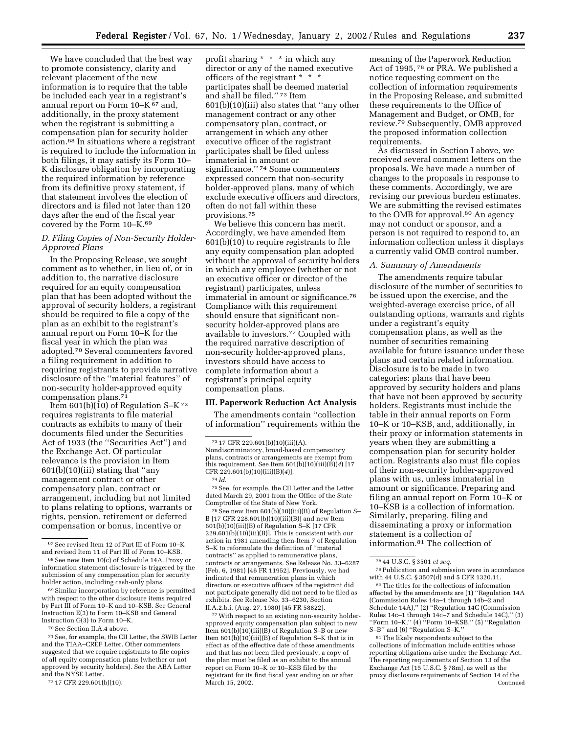We have concluded that the best way to promote consistency, clarity and relevant placement of the new information is to require that the table be included each year in a registrant's annual report on Form 10–K [67] and, additionally, in the proxy statement when the registrant is submitting a compensation plan for security holder action.[68] In situations where a registrant is required to include the information in both filings, it may satisfy its Form 10–K disclosure obligation by incorporating the required information by reference from its definitive proxy statement, if that statement involves the election of directors and is filed not later than 120 days after the end of the fiscal year covered by the Form 10–K.[69]

*D. Filing Copies of Non-Security Holder-Approved Plans*

In the Proposing Release, we sought comment as to whether, in lieu of, or in addition to, the narrative disclosure required for an equity compensation plan that has been adopted without the approval of security holders, a registrant should be required to file a copy of the plan as an exhibit to the registrant's annual report on Form 10–K for the fiscal year in which the plan was adopted.[70] Several commenters favored a filing requirement in addition to requiring registrants to provide narrative disclosure of the "material features" of non-security holder-approved equity compensation plans.[71]

Item 601(b)(10) of Regulation S–K [72] requires registrants to file material contracts as exhibits to many of their documents filed under the Securities Act of 1933 (the "Securities Act") and the Exchange Act. Of particular relevance is the provision in Item 601(b)(10)(iii) stating that "any management contract or other compensatory plan, contract or arrangement, including but not limited to plans relating to options, warrants or rights, pension, retirement or deferred compensation or bonus, incentive or profit sharing * * * in which any director or any of the named executive officers of the registrant * * * participates shall be deemed material and shall be filed." [73] Item 601(b)(10)(iii) also states that "any other management contract or any other compensatory plan, contract, or arrangement in which any other executive officer of the registrant participates shall be filed unless immaterial in amount or significance." [74] Some commenters expressed concern that non-security holder-approved plans, many of which exclude executive officers and directors, often do not fall within these provisions.[75]

We believe this concern has merit. Accordingly, we have amended Item 601(b)(10) to require registrants to file any equity compensation plan adopted without the approval of security holders in which any employee (whether or not an executive officer or director of the registrant) participates, unless immaterial in amount or significance.[76] Compliance with this requirement should ensure that significant non-security holder-approved plans are available to investors.[77] Coupled with the required narrative description of non-security holder-approved plans, investors should have access to complete information about a registrant's principal equity compensation plans.

## III. Paperwork Reduction Act Analysis

The amendments contain "collection of information" requirements within the meaning of the Paperwork Reduction Act of 1995,[78] or PRA. We published a notice requesting comment on the collection of information requirements in the Proposing Release, and submitted these requirements to the Office of Management and Budget, or OMB, for review.[79] Subsequently, OMB approved the proposed information collection requirements.

As discussed in Section I above, we received several comment letters on the proposals. We have made a number of changes to the proposals in response to these comments. Accordingly, we are revising our previous burden estimates. We are submitting the revised estimates to the OMB for approval.[80] An agency may not conduct or sponsor, and a person is not required to respond to, an information collection unless it displays a currently valid OMB control number.

*A. Summary of Amendments*

The amendments require tabular disclosure of the number of securities to be issued upon the exercise, and the weighted-average exercise price, of all outstanding options, warrants and rights under a registrant's equity compensation plans, as well as the number of securities remaining available for future issuance under these plans and certain related information. Disclosure is to be made in two categories: plans that have been approved by security holders and plans that have not been approved by security holders. Registrants must include the table in their annual reports on Form 10–K or 10–KSB, and, additionally, in their proxy or information statements in years when they are submitting a compensation plan for security holder action. Registrants also must file copies of their non-security holder-approved plans with us, unless immaterial in amount or significance. Preparing and filing an annual report on Form 10–K or 10–KSB is a collection of information. Similarly, preparing, filing and disseminating a proxy or information statement is a collection of information.[81] The collection of

---

[67] See revised Item 12 of Part III of Form 10–K and revised Item 11 of Part III of Form 10–KSB.

[68] See new Item 10(c) of Schedule 14A. Proxy or information statement disclosure is triggered by the submission of any compensation plan for security holder action, including cash-only plans.

[69] Similar incorporation by reference is permitted with respect to the other disclosure items required by Part III of Form 10–K and 10–KSB. See General Instruction E(3) to Form 10–KSB and General Instruction G(3) to Form 10–K.

[70] See Section II.A.4 above.

[71] See, for example, the CII Letter, the SWIB Letter and the TIAA–CREF Letter. Other commenters suggested that we require registrants to file copies of all equity compensation plans (whether or not approved by security holders). See the ABA Letter and the NYSE Letter.

[72] 17 CFR 229.601(b)(10).

[73] 17 CFR 229.601(b)(10)(iii)(A). Nondiscriminatory, broad-based compensatory plans, contracts or arrangements are exempt from this requirement. See Item 601(b)(10)(iii)(B)(*4*) [17 CFR 229.601(b)(10)(iii)(B)(*4*)].

[74] *Id.*

[75] See, for example, the CII Letter and the Letter dated March 29, 2001 from the Office of the State Comptroller of the State of New York.

[76] See new Item 601(b)(10)(iii)(B) of Regulation S–B [17 CFR 228.601(b)(10)(iii)(B)] and new Item 601(b)(10)(iii)(B) of Regulation S–K [17 CFR 229.601(b)(10)(iii)(B)]. This is consistent with our action in 1981 amending then-Item 7 of Regulation S–K to reformulate the definition of "material contracts" as applied to remunerative plans, contracts or arrangements. See Release No. 33–6287 (Feb. 6, 1981) [46 FR 11952]. Previously, we had indicated that remuneration plans in which directors or executive officers of the registrant did not participate generally did not need to be filed as exhibits. See Release No. 33–6230, Section II.A.2.b.i. (Aug. 27, 1980) [45 FR 58822].

[77] With respect to an existing non-security holder-approved equity compensation plan subject to new Item 601(b)(10)(iii)(B) of Regulation S–B or new Item 601(b)(10)(iii)(B) of Regulation S–K that is in effect as of the effective date of these amendments and that has not been filed previously, a copy of the plan must be filed as an exhibit to the annual report on Form 10–K or 10–KSB filed by the registrant for its first fiscal year ending on or after March 15, 2002.

[78] 44 U.S.C. § 3501 *et seq.*

[79] Publication and submission were in accordance with 44 U.S.C. § 3507(d) and 5 CFR 1320.11.

[80] The titles for the collections of information affected by the amendments are (1) "Regulation 14A (Commission Rules 14a–1 through 14b–2 and Schedule 14A)," (2) "Regulation 14C (Commission Rules 14c–1 through 14c–7 and Schedule 14C)," (3) "Form 10–K," (4) "Form 10–KSB," (5) "Regulation S–B" and (6) "Regulation S–K."

[81] The likely respondents subject to the collections of information include entities whose reporting obligations arise under the Exchange Act. The reporting requirements of Section 13 of the Exchange Act [15 U.S.C. § 78m], as well as the proxy disclosure requirements of Section 14 of the

Continued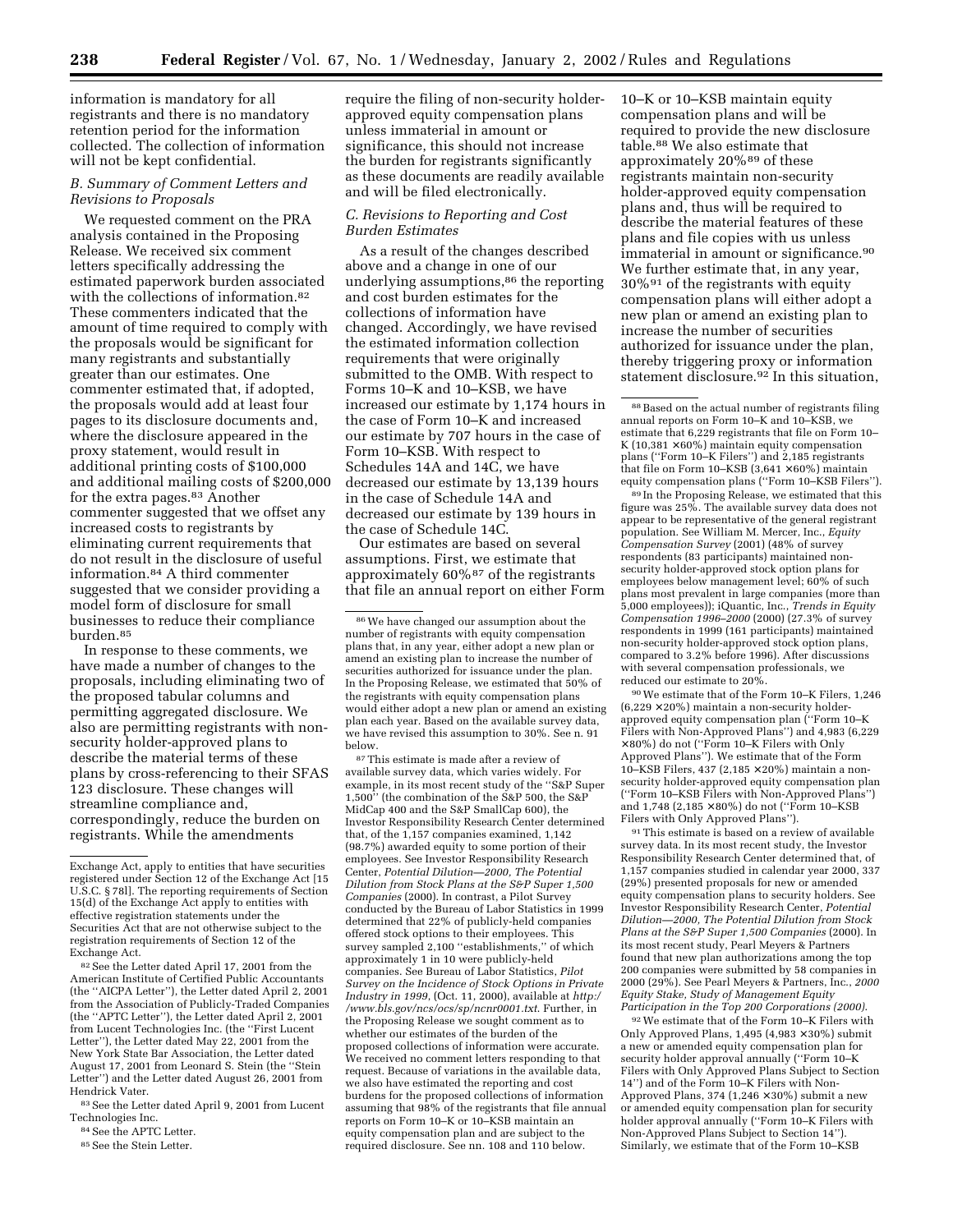information is mandatory for all registrants and there is no mandatory retention period for the information collected. The collection of information will not be kept confidential.

### *B. Summary of Comment Letters and Revisions to Proposals*

We requested comment on the PRA analysis contained in the Proposing Release. We received six comment letters specifically addressing the estimated paperwork burden associated with the collections of information.[82] These commenters indicated that the amount of time required to comply with the proposals would be significant for many registrants and substantially greater than our estimates. One commenter estimated that, if adopted, the proposals would add at least four pages to its disclosure documents and, where the disclosure appeared in the proxy statement, would result in additional printing costs of $100,000 and additional mailing costs of $200,000 for the extra pages.[83] Another commenter suggested that we offset any increased costs to registrants by eliminating current requirements that do not result in the disclosure of useful information.[84] A third commenter suggested that we consider providing a model form of disclosure for small businesses to reduce their compliance burden.[85]

In response to these comments, we have made a number of changes to the proposals, including eliminating two of the proposed tabular columns and permitting aggregated disclosure. We also are permitting registrants with non-security holder-approved plans to describe the material terms of these plans by cross-referencing to their SFAS 123 disclosure. These changes will streamline compliance and, correspondingly, reduce the burden on registrants. While the amendments require the filing of non-security holder-approved equity compensation plans unless immaterial in amount or significance, this should not increase the burden for registrants significantly as these documents are readily available and will be filed electronically.

### *C. Revisions to Reporting and Cost Burden Estimates*

As a result of the changes described above and a change in one of our underlying assumptions,[86] the reporting and cost burden estimates for the collections of information have changed. Accordingly, we have revised the estimated information collection requirements that were originally submitted to the OMB. With respect to Forms 10–K and 10–KSB, we have increased our estimate by 1,174 hours in the case of Form 10–K and increased our estimate by 707 hours in the case of Form 10–KSB. With respect to Schedules 14A and 14C, we have decreased our estimate by 13,139 hours in the case of Schedule 14A and decreased our estimate by 139 hours in the case of Schedule 14C.

Our estimates are based on several assumptions. First, we estimate that approximately 60%[87] of the registrants that file an annual report on either Form 10–K or 10–KSB maintain equity compensation plans and will be required to provide the new disclosure table.[88] We also estimate that approximately 20%[89] of these registrants maintain non-security holder-approved equity compensation plans and, thus will be required to describe the material features of these plans and file copies with us unless immaterial in amount or significance.[90] We further estimate that, in any year, 30%[91] of the registrants with equity compensation plans will either adopt a new plan or amend an existing plan to increase the number of securities authorized for issuance under the plan, thereby triggering proxy or information statement disclosure.[92] In this situation,

---

Exchange Act, apply to entities that have securities registered under Section 12 of the Exchange Act [15 U.S.C. §78l]. The reporting requirements of Section 15(d) of the Exchange Act apply to entities with effective registration statements under the Securities Act that are not otherwise subject to the registration requirements of Section 12 of the Exchange Act.

[82] See the Letter dated April 17, 2001 from the American Institute of Certified Public Accountants (the ''AICPA Letter''), the Letter dated April 2, 2001 from the Association of Publicly-Traded Companies (the ''APTC Letter''), the Letter dated April 2, 2001 from Lucent Technologies Inc. (the ''First Lucent Letter''), the Letter dated May 22, 2001 from the New York State Bar Association, the Letter dated August 17, 2001 from Leonard S. Stein (the ''Stein Letter'') and the Letter dated August 26, 2001 from Hendrick Vater.

[83] See the Letter dated April 9, 2001 from Lucent Technologies Inc.

[84] See the APTC Letter.

[85] See the Stein Letter.

[86] We have changed our assumption about the number of registrants with equity compensation plans that, in any year, either adopt a new plan or amend an existing plan to increase the number of securities authorized for issuance under the plan. In the Proposing Release, we estimated that 50% of the registrants with equity compensation plans would either adopt a new plan or amend an existing plan each year. Based on the available survey data, we have revised this assumption to 30%. See n. 91 below.

[87] This estimate is made after a review of available survey data, which varies widely. For example, in its most recent study of the ''S&P Super 1,500'' (the combination of the S&P 500, the S&P MidCap 400 and the S&P SmallCap 600), the Investor Responsibility Research Center determined that, of the 1,157 companies examined, 1,142 (98.7%) awarded equity to some portion of their employees. See Investor Responsibility Research Center, *Potential Dilution—2000, The Potential Dilution from Stock Plans at the S&P Super 1,500 Companies* (2000). In contrast, a Pilot Survey conducted by the Bureau of Labor Statistics in 1999 determined that 22% of publicly-held companies offered stock options to their employees. This survey sampled 2,100 ''establishments,'' of which approximately 1 in 10 were publicly-held companies. See Bureau of Labor Statistics, *Pilot Survey on the Incidence of Stock Options in Private Industry in 1999*, (Oct. 11, 2000), available at *http://www.bls.gov/ncs/ocs/sp/ncnr0001.txt*. Further, in the Proposing Release we sought comment as to whether our estimates of the burden of the proposed collections of information were accurate. We received no comment letters responding to that request. Because of variations in the available data, we also have estimated the reporting and cost burdens for the proposed collections of information assuming that 98% of the registrants that file annual reports on Form 10–K or 10–KSB maintain an equity compensation plan and are subject to the required disclosure. See nn. 108 and 110 below.

[88] Based on the actual number of registrants filing annual reports on Form 10–K and 10–KSB, we estimate that 6,229 registrants that file on Form 10–K (10,381 ×60%) maintain equity compensation plans (''Form 10–K Filers'') and 2,185 registrants that file on Form 10–KSB (3,641 ×60%) maintain equity compensation plans (''Form 10–KSB Filers'').

[89] In the Proposing Release, we estimated that this figure was 25%. The available survey data does not appear to be representative of the general registrant population. See William M. Mercer, Inc., *Equity Compensation Survey* (2001) (48% of survey respondents (83 participants) maintained non-security holder-approved stock option plans for employees below management level; 60% of such plans most prevalent in large companies (more than 5,000 employees)); iQuantic, Inc., *Trends in Equity Compensation 1996–2000* (2000) (27.3% of survey respondents in 1999 (161 participants) maintained non-security holder-approved stock option plans, compared to 3.2% before 1996). After discussions with several compensation professionals, we reduced our estimate to 20%.

[90] We estimate that of the Form 10–K Filers, 1,246 (6,229 ×20%) maintain a non-security holder-approved equity compensation plan (''Form 10–K Filers with Non-Approved Plans'') and 4,983 (6,229 ×80%) do not (''Form 10–K Filers with Only Approved Plans''). We estimate that of the Form 10–KSB Filers, 437 (2,185 ×20%) maintain a non-security holder-approved equity compensation plan (''Form 10–KSB Filers with Non-Approved Plans'') and 1,748 (2,185 ×80%) do not (''Form 10–KSB Filers with Only Approved Plans'').

[91] This estimate is based on a review of available survey data. In its most recent study, the Investor Responsibility Research Center determined that, of 1,157 companies studied in calendar year 2000, 337 (29%) presented proposals for new or amended equity compensation plans to security holders. See Investor Responsibility Research Center, *Potential Dilution—2000, The Potential Dilution from Stock Plans at the S&P Super 1,500 Companies* (2000). In its most recent study, Pearl Meyers & Partners found that new plan authorizations among the top 200 companies were submitted by 58 companies in 2000 (29%). See Pearl Meyers & Partners, Inc., *2000 Equity Stake, Study of Management Equity Participation in the Top 200 Corporations (2000)*.

[92] We estimate that of the Form 10–K Filers with Only Approved Plans, 1,495 (4,983 ×30%) submit a new or amended equity compensation plan for security holder approval annually (''Form 10–K Filers with Only Approved Plans Subject to Section 14'') and of the Form 10–K Filers with Non-Approved Plans, 374 (1,246 ×30%) submit a new or amended equity compensation plan for security holder approval annually (''Form 10–K Filers with Non-Approved Plans Subject to Section 14''). Similarly, we estimate that of the Form 10–KSB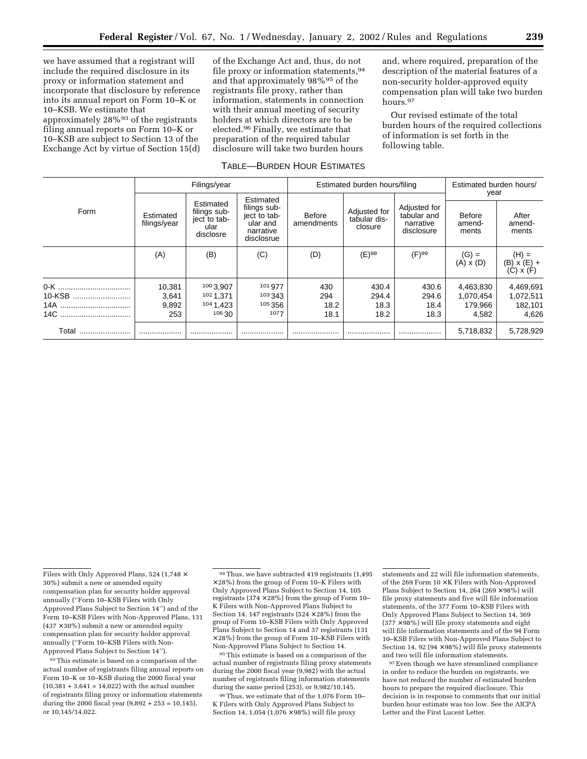we have assumed that a registrant will include the required disclosure in its proxy or information statement and incorporate that disclosure by reference into its annual report on Form 10–K or 10–KSB. We estimate that approximately 28%[93] of the registrants filing annual reports on Form 10–K or 10–KSB are subject to Section 13 of the Exchange Act by virtue of Section 15(d) of the Exchange Act and, thus, do not file proxy or information statements,[94] and that approximately 98%[95] of the registrants file proxy, rather than information, statements in connection with their annual meeting of security holders at which directors are to be elected.[96] Finally, we estimate that preparation of the required tabular disclosure will take two burden hours and, where required, preparation of the description of the material features of a non-security holder-approved equity compensation plan will take two burden hours.[97]

Our revised estimate of the total burden hours of the required collections of information is set forth in the following table.

TABLE—BURDEN HOUR ESTIMATES

| Form | Filings/year | | | Estimated burden hours/filing | | | Estimated burden hours/year | |
|---|---|---|---|---|---|---|---|---|
| | Estimated filings/year | Estimated filings subject to tabular disclosre | Estimated filings subject to tabular and narrative disclosrue | Before amendments | Adjusted for tabular disclosure | Adjusted for tabular and narrative disclosure | Before amendments | After amendments |
| | (A) | (B) | (C) | (D) | (E)[98] | (F)[99] | (G) = (A) x (D) | (H) = (B) x (E) + (C) x (F) |
| 0-K | 10,381 | [100] 3,907 | [101] 977 | 430 | 430.4 | 430.6 | 4,463,830 | 4,469,691 |
| 10-KSB | 3,641 | [102] 1,371 | [103] 343 | 294 | 294.4 | 294.6 | 1,070,454 | 1,072,511 |
| 14A | 9,892 | [104] 1,423 | [105] 356 | 18.2 | 18.3 | 18.4 | 179,966 | 182,101 |
| 14C | 253 | [106] 30 | [107] 7 | 18.1 | 18.2 | 18.3 | 4,582 | 4,626 |
| Total | | | | | | | 5,718,832 | 5,728,929 |

---

Filers with Only Approved Plans, 524 (1,748 × 30%) submit a new or amended equity compensation plan for security holder approval annually (''Form 10–KSB Filers with Only Approved Plans Subject to Section 14'') and of the Form 10–KSB Filers with Non-Approved Plans, 131 (437 × 30%) submit a new or amended equity compensation plan for security holder approval annually (''Form 10–KSB Filers with Non-Approved Plans Subject to Section 14'').

[93] This estimate is based on a comparison of the actual number of registrants filing annual reports on Form 10–K or 10–KSB during the 2000 fiscal year (10,381 + 3,641 = 14,022) with the actual number of registrants filing proxy or information statements during the 2000 fiscal year (9,892 + 253 = 10,145), or 10,145/14,022.

[94] Thus, we have subtracted 419 registrants (1,495 × 28%) from the group of Form 10–K Filers with Only Approved Plans Subject to Section 14, 105 registrants (374 × 28%) from the group of Form 10–K Filers with Non-Approved Plans Subject to Section 14, 147 registrants (524 × 28%) from the group of Form 10–KSB Filers with Only Approved Plans Subject to Section 14 and 37 registrants (131 × 28%) from the group of Form 10–KSB Filers with Non-Approved Plans Subject to Section 14.

[95] This estimate is based on a comparison of the actual number of registrants filing proxy statements during the 2000 fiscal year (9,982) with the actual number of registrants filing information statements during the same period (253), or 9,982/10,145.

[96] Thus, we estimate that of the 1,076 Form 10–K Filers with Only Approved Plans Subject to Section 14, 1,054 (1,076 × 98%) will file proxy statements and 22 will file information statements, of the 269 Form 10 × K Filers with Non-Approved Plans Subject to Section 14, 264 (269 × 98%) will file proxy statements and five will file information statements, of the 377 Form 10–KSB Filers with Only Approved Plans Subject to Section 14, 369 (377 × 98%) will file proxy statements and eight will file information statements and of the 94 Form 10–KSB Filers with Non-Approved Plans Subject to Section 14, 92 (94 × 98%) will file proxy statements and two will file information statements.

[97] Even though we have streamlined compliance in order to reduce the burden on registrants, we have not reduced the number of estimated burden hours to prepare the required disclosure. This decision is in response to comments that our initial burden hour estimate was too low. See the AICPA Letter and the First Lucent Letter.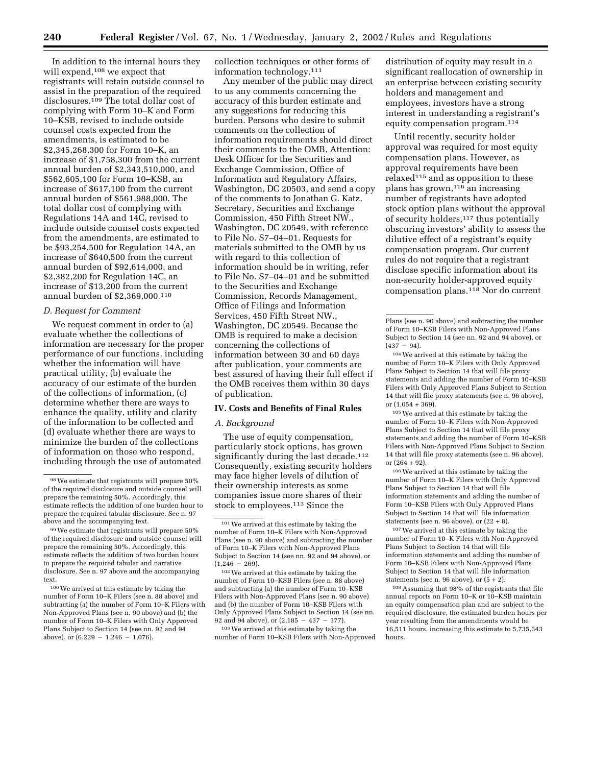In addition to the internal hours they will expend,[108] we expect that registrants will retain outside counsel to assist in the preparation of the required disclosures.[109] The total dollar cost of complying with Form 10–K and Form 10–KSB, revised to include outside counsel costs expected from the amendments, is estimated to be $2,345,268,300 for Form 10–K, an increase of $1,758,300 from the current annual burden of $2,343,510,000, and $562,605,100 for Form 10–KSB, an increase of $617,100 from the current annual burden of $561,988,000. The total dollar cost of complying with Regulations 14A and 14C, revised to include outside counsel costs expected from the amendments, are estimated to be $93,254,500 for Regulation 14A, an increase of $640,500 from the current annual burden of $92,614,000, and $2,382,200 for Regulation 14C, an increase of $13,200 from the current annual burden of $2,369,000.[110]

### D. Request for Comment

We request comment in order to (a) evaluate whether the collections of information are necessary for the proper performance of our functions, including whether the information will have practical utility, (b) evaluate the accuracy of our estimate of the burden of the collections of information, (c) determine whether there are ways to enhance the quality, utility and clarity of the information to be collected and (d) evaluate whether there are ways to minimize the burden of the collections of information on those who respond, including through the use of automated collection techniques or other forms of information technology.[111]

Any member of the public may direct to us any comments concerning the accuracy of this burden estimate and any suggestions for reducing this burden. Persons who desire to submit comments on the collection of information requirements should direct their comments to the OMB, Attention: Desk Officer for the Securities and Exchange Commission, Office of Information and Regulatory Affairs, Washington, DC 20503, and send a copy of the comments to Jonathan G. Katz, Secretary, Securities and Exchange Commission, 450 Fifth Street NW., Washington, DC 20549, with reference to File No. S7–04–01. Requests for materials submitted to the OMB by us with regard to this collection of information should be in writing, refer to File No. S7–04–01 and be submitted to the Securities and Exchange Commission, Records Management, Office of Filings and Information Services, 450 Fifth Street NW., Washington, DC 20549. Because the OMB is required to make a decision concerning the collections of information between 30 and 60 days after publication, your comments are best assured of having their full effect if the OMB receives them within 30 days of publication.

## IV. Costs and Benefits of Final Rules

### A. Background

The use of equity compensation, particularly stock options, has grown significantly during the last decade.[112] Consequently, existing security holders may face higher levels of dilution of their ownership interests as some companies issue more shares of their stock to employees.[113] Since the distribution of equity may result in a significant reallocation of ownership in an enterprise between existing security holders and management and employees, investors have a strong interest in understanding a registrant's equity compensation program.[114]

Until recently, security holder approval was required for most equity compensation plans. However, as approval requirements have been relaxed[115] and as opposition to these plans has grown,[116] an increasing number of registrants have adopted stock option plans without the approval of security holders,[117] thus potentially obscuring investors' ability to assess the dilutive effect of a registrant's equity compensation program. Our current rules do not require that a registrant disclose specific information about its non-security holder-approved equity compensation plans.[118] Nor do current

---

[98] We estimate that registrants will prepare 50% of the required disclosure and outside counsel will prepare the remaining 50%. Accordingly, this estimate reflects the addition of one burden hour to prepare the required tabular disclosure. See n. 97 above and the accompanying text.

[99] We estimate that registrants will prepare 50% of the required disclosure and outside counsel will prepare the remaining 50%. Accordingly, this estimate reflects the addition of two burden hours to prepare the required tabular and narrative disclosure. See n. 97 above and the accompanying text.

[100] We arrived at this estimate by taking the number of Form 10–K Filers (see n. 88 above) and subtracting (a) the number of Form 10–K Filers with Non-Approved Plans (see n. 90 above) and (b) the number of Form 10–K Filers with Only Approved Plans Subject to Section 14 (see nn. 92 and 94 above), or (6,229 − 1,246 − 1,076).

[101] We arrived at this estimate by taking the number of Form 10–K Filers with Non-Approved Plans (see n. 90 above) and subtracting the number of Form 10–K Filers with Non-Approved Plans Subject to Section 14 (see nn. 92 and 94 above), or (1,246 − 269).

[102] We arrived at this estimate by taking the number of Form 10–KSB Filers (see n. 88 above) and subtracting (a) the number of Form 10–KSB Filers with Non-Approved Plans (see n. 90 above) and (b) the number of Form 10–KSB Filers with Only Approved Plans Subject to Section 14 (see nn. 92 and 94 above), or (2,185 − 437 − 377).

[103] We arrived at this estimate by taking the number of Form 10–KSB Filers with Non-Approved Plans (see n. 90 above) and subtracting the number of Form 10–KSB Filers with Non-Approved Plans Subject to Section 14 (see nn. 92 and 94 above), or (437 − 94).

[104] We arrived at this estimate by taking the number of Form 10–K Filers with Only Approved Plans Subject to Section 14 that will file proxy statements and adding the number of Form 10–KSB Filers with Only Approved Plans Subject to Section 14 that will file proxy statements (see n. 96 above), or (1,054 + 369).

[105] We arrived at this estimate by taking the number of Form 10–K Filers with Non-Approved Plans Subject to Section 14 that will file proxy statements and adding the number of Form 10–KSB Filers with Non-Approved Plans Subject to Section 14 that will file proxy statements (see n. 96 above), or (264 + 92).

[106] We arrived at this estimate by taking the number of Form 10–K Filers with Only Approved Plans Subject to Section 14 that will file information statements and adding the number of Form 10–KSB Filers with Only Approved Plans Subject to Section 14 that will file information statements (see n. 96 above), or (22 + 8).

[107] We arrived at this estimate by taking the number of Form 10–K Filers with Non-Approved Plans Subject to Section 14 that will file information statements and adding the number of Form 10–KSB Filers with Non-Approved Plans Subject to Section 14 that will file information statements (see n. 96 above), or (5 + 2).

[108] Assuming that 98% of the registrants that file annual reports on Form 10–K or 10–KSB maintain an equity compensation plan and are subject to the required disclosure, the estimated burden hours per year resulting from the amendments would be 16,511 hours, increasing this estimate to 5,735,343 hours.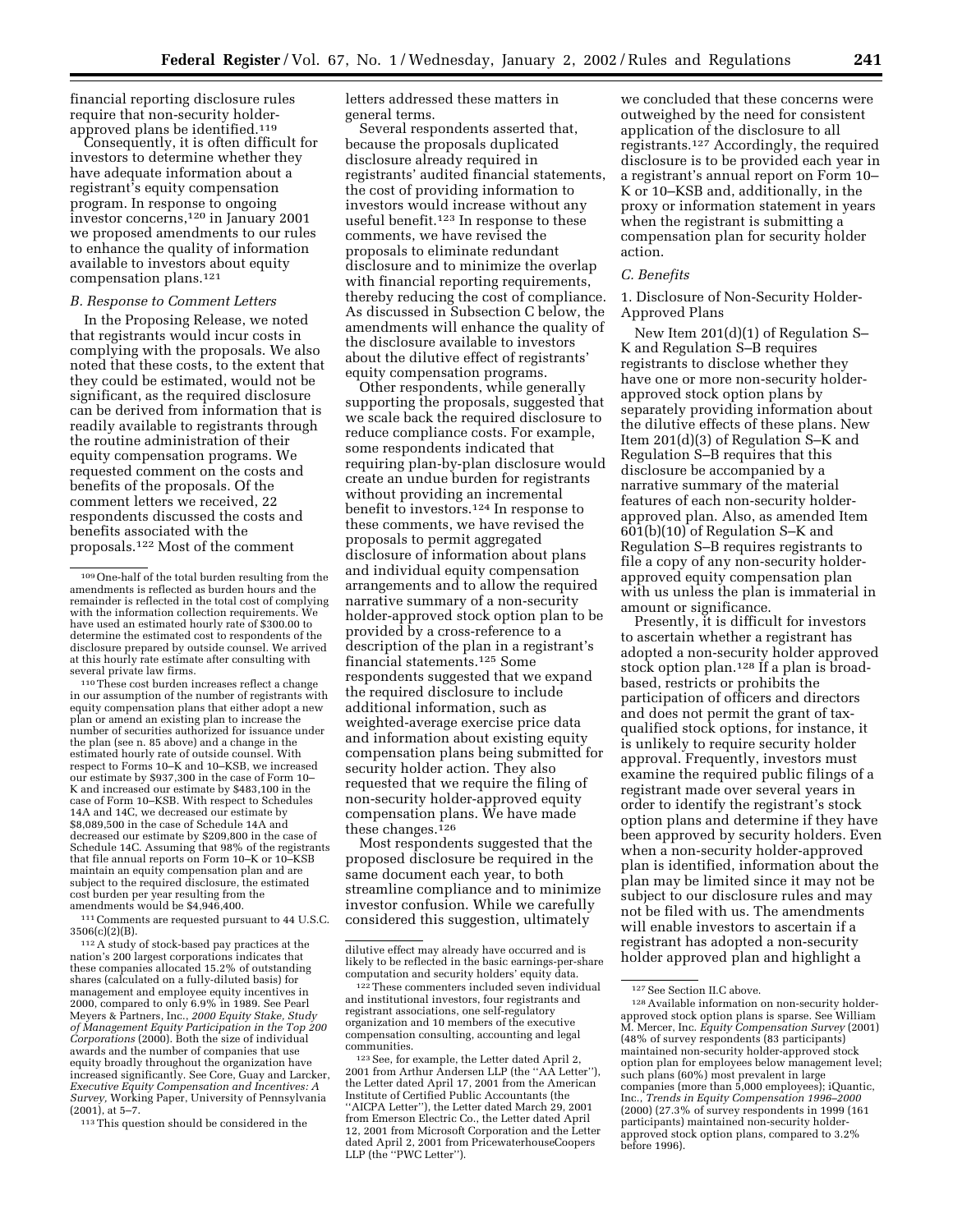financial reporting disclosure rules require that non-security holder-approved plans be identified.[119]

Consequently, it is often difficult for investors to determine whether they have adequate information about a registrant's equity compensation program. In response to ongoing investor concerns,[120] in January 2001 we proposed amendments to our rules to enhance the quality of information available to investors about equity compensation plans.[121]

### B. Response to Comment Letters

In the Proposing Release, we noted that registrants would incur costs in complying with the proposals. We also noted that these costs, to the extent that they could be estimated, would not be significant, as the required disclosure can be derived from information that is readily available to registrants through the routine administration of their equity compensation programs. We requested comment on the costs and benefits of the proposals. Of the comment letters we received, 22 respondents discussed the costs and benefits associated with the proposals.[122] Most of the comment letters addressed these matters in general terms.

Several respondents asserted that, because the proposals duplicated disclosure already required in registrants' audited financial statements, the cost of providing information to investors would increase without any useful benefit.[123] In response to these comments, we have revised the proposals to eliminate redundant disclosure and to minimize the overlap with financial reporting requirements, thereby reducing the cost of compliance. As discussed in Subsection C below, the amendments will enhance the quality of the disclosure available to investors about the dilutive effect of registrants' equity compensation programs.

Other respondents, while generally supporting the proposals, suggested that we scale back the required disclosure to reduce compliance costs. For example, some respondents indicated that requiring plan-by-plan disclosure would create an undue burden for registrants without providing an incremental benefit to investors.[124] In response to these comments, we have revised the proposals to permit aggregated disclosure of information about plans and individual equity compensation arrangements and to allow the required narrative summary of a non-security holder-approved stock option plan to be provided by a cross-reference to a description of the plan in a registrant's financial statements.[125] Some respondents suggested that we expand the required disclosure to include additional information, such as weighted-average exercise price data and information about existing equity compensation plans being submitted for security holder action. They also requested that we require the filing of non-security holder-approved equity compensation plans. We have made these changes.[126]

Most respondents suggested that the proposed disclosure be required in the same document each year, to both streamline compliance and to minimize investor confusion. While we carefully considered this suggestion, ultimately we concluded that these concerns were outweighed by the need for consistent application of the disclosure to all registrants.[127] Accordingly, the required disclosure is to be provided each year in a registrant's annual report on Form 10–K or 10–KSB and, additionally, in the proxy or information statement in years when the registrant is submitting a compensation plan for security holder action.

### C. Benefits

#### 1. Disclosure of Non-Security Holder-Approved Plans

New Item 201(d)(1) of Regulation S–K and Regulation S–B requires registrants to disclose whether they have one or more non-security holder-approved stock option plans by separately providing information about the dilutive effects of these plans. New Item 201(d)(3) of Regulation S–K and Regulation S–B requires that this disclosure be accompanied by a narrative summary of the material features of each non-security holder-approved plan. Also, as amended Item 601(b)(10) of Regulation S–K and Regulation S–B requires registrants to file a copy of any non-security holder-approved equity compensation plan with us unless the plan is immaterial in amount or significance.

Presently, it is difficult for investors to ascertain whether a registrant has adopted a non-security holder approved stock option plan.[128] If a plan is broad-based, restricts or prohibits the participation of officers and directors and does not permit the grant of tax-qualified stock options, for instance, it is unlikely to require security holder approval. Frequently, investors must examine the required public filings of a registrant made over several years in order to identify the registrant's stock option plans and determine if they have been approved by security holders. Even when a non-security holder-approved plan is identified, information about the plan may be limited since it may not be subject to our disclosure rules and may not be filed with us. The amendments will enable investors to ascertain if a registrant has adopted a non-security holder approved plan and highlight a

---

[109] One-half of the total burden resulting from the amendments is reflected as burden hours and the remainder is reflected in the total cost of complying with the information collection requirements. We have used an estimated hourly rate of $300.00 to determine the estimated cost to respondents of the disclosure prepared by outside counsel. We arrived at this hourly rate estimate after consulting with several private law firms.

[110] These cost burden increases reflect a change in our assumption of the number of registrants with equity compensation plans that either adopt a new plan or amend an existing plan to increase the number of securities authorized for issuance under the plan (see n. 85 above) and a change in the estimated hourly rate of outside counsel. With respect to Forms 10–K and 10–KSB, we increased our estimate by $937,300 in the case of Form 10–K and increased our estimate by $483,100 in the case of Form 10–KSB. With respect to Schedules 14A and 14C, we decreased our estimate by $8,089,500 in the case of Schedule 14A and decreased our estimate by $209,800 in the case of Schedule 14C. Assuming that 98% of the registrants that file annual reports on Form 10–K or 10–KSB maintain an equity compensation plan and are subject to the required disclosure, the estimated cost burden per year resulting from the amendments would be $4,946,400.

[111] Comments are requested pursuant to 44 U.S.C. 3506(c)(2)(B).

[112] A study of stock-based pay practices at the nation's 200 largest corporations indicates that these companies allocated 15.2% of outstanding shares (calculated on a fully-diluted basis) for management and employee equity incentives in 2000, compared to only 6.9% in 1989. See Pearl Meyers & Partners, Inc., *2000 Equity Stake, Study of Management Equity Participation in the Top 200 Corporations* (2000). Both the size of individual awards and the number of companies that use equity broadly throughout the organization have increased significantly. See Core, Guay and Larcker, *Executive Equity Compensation and Incentives: A Survey,* Working Paper, University of Pennsylvania (2001), at 5–7.

[113] This question should be considered in the dilutive effect may already have occurred and is likely to be reflected in the basic earnings-per-share computation and security holders' equity data.

[122] These commenters included seven individual and institutional investors, four registrants and registrant associations, one self-regulatory organization and 10 members of the executive compensation consulting, accounting and legal communities.

[123] See, for example, the Letter dated April 2, 2001 from Arthur Andersen LLP (the "AA Letter"), the Letter dated April 17, 2001 from the American Institute of Certified Public Accountants (the "AICPA Letter"), the Letter dated March 29, 2001 from Emerson Electric Co., the Letter dated April 12, 2001 from Microsoft Corporation and the Letter dated April 2, 2001 from PricewaterhouseCoopers LLP (the "PWC Letter").

[127] See Section II.C above.

[128] Available information on non-security holder-approved stock option plans is sparse. See William M. Mercer, Inc. *Equity Compensation Survey* (2001) (48% of survey respondents (83 participants) maintained non-security holder-approved stock option plan for employees below management level; such plans (60%) most prevalent in large companies (more than 5,000 employees); iQuantic, Inc., *Trends in Equity Compensation 1996–2000* (2000) (27.3% of survey respondents in 1999 (161 participants) maintained non-security holder-approved stock option plans, compared to 3.2% before 1996).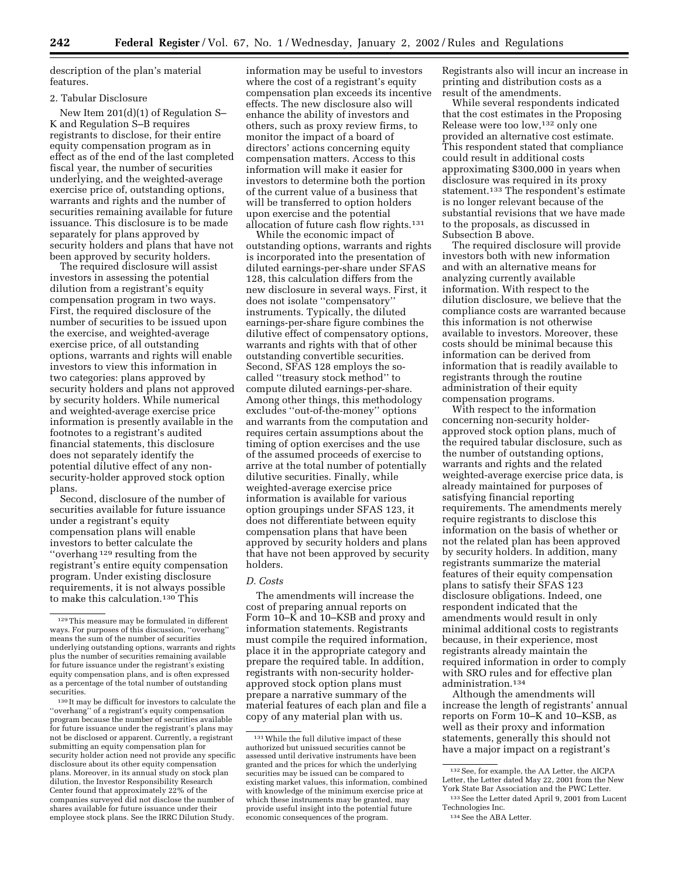description of the plan's material features.

2. Tabular Disclosure

New Item 201(d)(1) of Regulation S–K and Regulation S–B requires registrants to disclose, for their entire equity compensation program as in effect as of the end of the last completed fiscal year, the number of securities underlying, and the weighted-average exercise price of, outstanding options, warrants and rights and the number of securities remaining available for future issuance. This disclosure is to be made separately for plans approved by security holders and plans that have not been approved by security holders.

The required disclosure will assist investors in assessing the potential dilution from a registrant's equity compensation program in two ways. First, the required disclosure of the number of securities to be issued upon the exercise, and weighted-average exercise price, of all outstanding options, warrants and rights will enable investors to view this information in two categories: plans approved by security holders and plans not approved by security holders. While numerical and weighted-average exercise price information is presently available in the footnotes to a registrant's audited financial statements, this disclosure does not separately identify the potential dilutive effect of any non-security-holder approved stock option plans.

Second, disclosure of the number of securities available for future issuance under a registrant's equity compensation plans will enable investors to better calculate the ''overhang[129] resulting from the registrant's entire equity compensation program. Under existing disclosure requirements, it is not always possible to make this calculation.[130] This information may be useful to investors where the cost of a registrant's equity compensation plan exceeds its incentive effects. The new disclosure also will enhance the ability of investors and others, such as proxy review firms, to monitor the impact of a board of directors' actions concerning equity compensation matters. Access to this information will make it easier for investors to determine both the portion of the current value of a business that will be transferred to option holders upon exercise and the potential allocation of future cash flow rights.[131]

While the economic impact of outstanding options, warrants and rights is incorporated into the presentation of diluted earnings-per-share under SFAS 128, this calculation differs from the new disclosure in several ways. First, it does not isolate ''compensatory'' instruments. Typically, the diluted earnings-per-share figure combines the dilutive effect of compensatory options, warrants and rights with that of other outstanding convertible securities. Second, SFAS 128 employs the so-called ''treasury stock method'' to compute diluted earnings-per-share. Among other things, this methodology excludes ''out-of-the-money'' options and warrants from the computation and requires certain assumptions about the timing of option exercises and the use of the assumed proceeds of exercise to arrive at the total number of potentially dilutive securities. Finally, while weighted-average exercise price information is available for various option groupings under SFAS 123, it does not differentiate between equity compensation plans that have been approved by security holders and plans that have not been approved by security holders.

*D. Costs*

The amendments will increase the cost of preparing annual reports on Form 10–K and 10–KSB and proxy and information statements. Registrants must compile the required information, place it in the appropriate category and prepare the required table. In addition, registrants with non-security holder-approved stock option plans must prepare a narrative summary of the material features of each plan and file a copy of any material plan with us. Registrants also will incur an increase in printing and distribution costs as a result of the amendments.

While several respondents indicated that the cost estimates in the Proposing Release were too low,[132] only one provided an alternative cost estimate. This respondent stated that compliance could result in additional costs approximating $300,000 in years when disclosure was required in its proxy statement.[133] The respondent's estimate is no longer relevant because of the substantial revisions that we have made to the proposals, as discussed in Subsection B above.

The required disclosure will provide investors both with new information and with an alternative means for analyzing currently available information. With respect to the dilution disclosure, we believe that the compliance costs are warranted because this information is not otherwise available to investors. Moreover, these costs should be minimal because this information can be derived from information that is readily available to registrants through the routine administration of their equity compensation programs.

With respect to the information concerning non-security holder-approved stock option plans, much of the required tabular disclosure, such as the number of outstanding options, warrants and rights and the related weighted-average exercise price data, is already maintained for purposes of satisfying financial reporting requirements. The amendments merely require registrants to disclose this information on the basis of whether or not the related plan has been approved by security holders. In addition, many registrants summarize the material features of their equity compensation plans to satisfy their SFAS 123 disclosure obligations. Indeed, one respondent indicated that the amendments would result in only minimal additional costs to registrants because, in their experience, most registrants already maintain the required information in order to comply with SRO rules and for effective plan administration.[134]

Although the amendments will increase the length of registrants' annual reports on Form 10–K and 10–KSB, as well as their proxy and information statements, generally this should not have a major impact on a registrant's

---

[129] This measure may be formulated in different ways. For purposes of this discussion, ''overhang'' means the sum of the number of securities underlying outstanding options, warrants and rights plus the number of securities remaining available for future issuance under the registrant's existing equity compensation plans, and is often expressed as a percentage of the total number of outstanding securities.

[130] It may be difficult for investors to calculate the ''overhang'' of a registrant's equity compensation program because the number of securities available for future issuance under the registrant's plans may not be disclosed or apparent. Currently, a registrant submitting an equity compensation plan for security holder action need not provide any specific disclosure about its other equity compensation plans. Moreover, in its annual study on stock plan dilution, the Investor Responsibility Research Center found that approximately 22% of the companies surveyed did not disclose the number of shares available for future issuance under their employee stock plans. See the IRRC Dilution Study.

[131] While the full dilutive impact of these authorized but unissued securities cannot be assessed until derivative instruments have been granted and the prices for which the underlying securities may be issued can be compared to existing market values, this information, combined with knowledge of the minimum exercise price at which these instruments may be granted, may provide useful insight into the potential future economic consequences of the program.

[132] See, for example, the AA Letter, the AICPA Letter, the Letter dated May 22, 2001 from the New York State Bar Association and the PWC Letter.

[133] See the Letter dated April 9, 2001 from Lucent Technologies Inc.

[134] See the ABA Letter.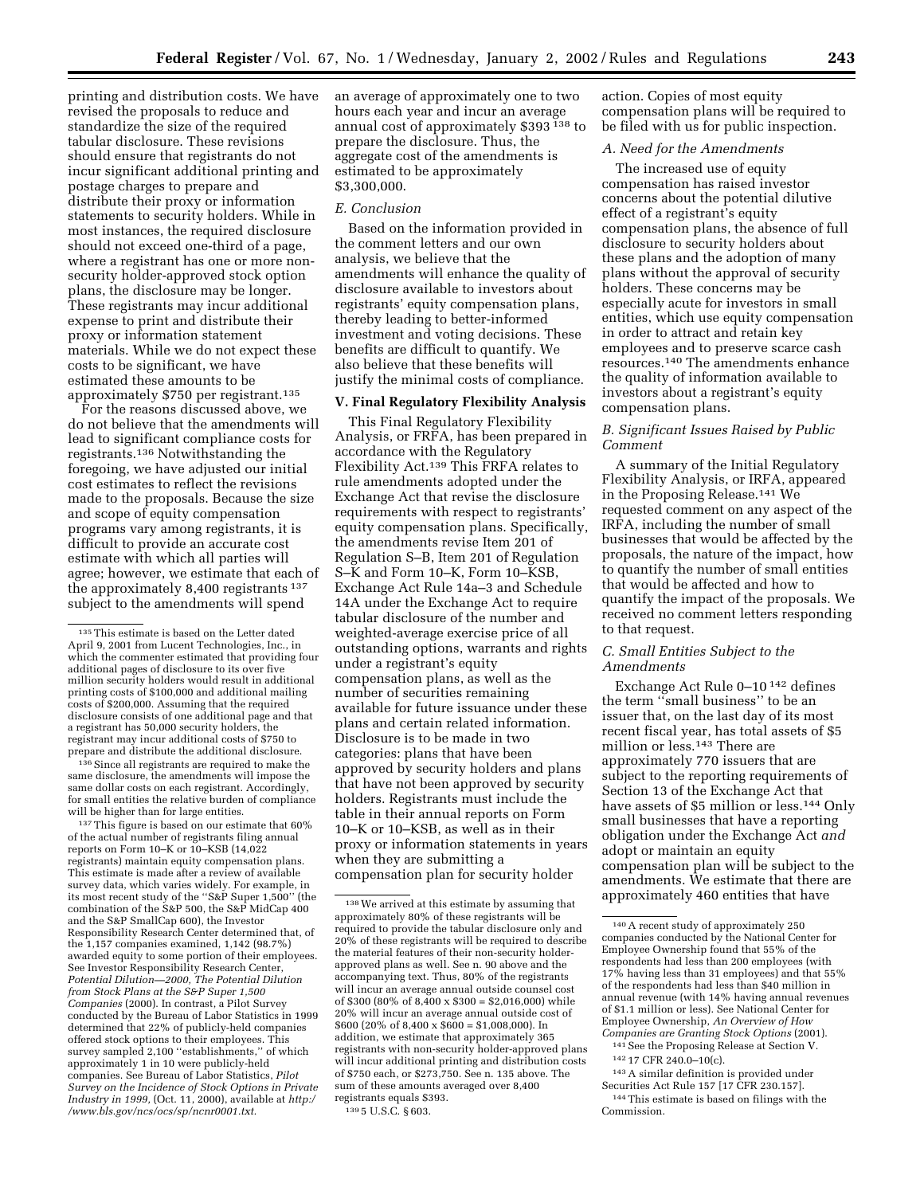printing and distribution costs. We have revised the proposals to reduce and standardize the size of the required tabular disclosure. These revisions should ensure that registrants do not incur significant additional printing and postage charges to prepare and distribute their proxy or information statements to security holders. While in most instances, the required disclosure should not exceed one-third of a page, where a registrant has one or more non-security holder-approved stock option plans, the disclosure may be longer. These registrants may incur additional expense to print and distribute their proxy or information statement materials. While we do not expect these costs to be significant, we have estimated these amounts to be approximately $750 per registrant.[135]

For the reasons discussed above, we do not believe that the amendments will lead to significant compliance costs for registrants.[136] Notwithstanding the foregoing, we have adjusted our initial cost estimates to reflect the revisions made to the proposals. Because the size and scope of equity compensation programs vary among registrants, it is difficult to provide an accurate cost estimate with which all parties will agree; however, we estimate that each of the approximately 8,400 registrants [137] subject to the amendments will spend an average of approximately one to two hours each year and incur an average annual cost of approximately $393 [138] to prepare the disclosure. Thus, the aggregate cost of the amendments is estimated to be approximately $3,300,000.

*E. Conclusion*

Based on the information provided in the comment letters and our own analysis, we believe that the amendments will enhance the quality of disclosure available to investors about registrants' equity compensation plans, thereby leading to better-informed investment and voting decisions. These benefits are difficult to quantify. We also believe that these benefits will justify the minimal costs of compliance.

## V. Final Regulatory Flexibility Analysis

This Final Regulatory Flexibility Analysis, or FRFA, has been prepared in accordance with the Regulatory Flexibility Act.[139] This FRFA relates to rule amendments adopted under the Exchange Act that revise the disclosure requirements with respect to registrants' equity compensation plans. Specifically, the amendments revise Item 201 of Regulation S–B, Item 201 of Regulation S–K and Form 10–K, Form 10–KSB, Exchange Act Rule 14a–3 and Schedule 14A under the Exchange Act to require tabular disclosure of the number and weighted-average exercise price of all outstanding options, warrants and rights under a registrant's equity compensation plans, as well as the number of securities remaining available for future issuance under these plans and certain related information. Disclosure is to be made in two categories: plans that have been approved by security holders and plans that have not been approved by security holders. Registrants must include the table in their annual reports on Form 10–K or 10–KSB, as well as in their proxy or information statements in years when they are submitting a compensation plan for security holder action. Copies of most equity compensation plans will be required to be filed with us for public inspection.

*A. Need for the Amendments*

The increased use of equity compensation has raised investor concerns about the potential dilutive effect of a registrant's equity compensation plans, the absence of full disclosure to security holders about these plans and the adoption of many plans without the approval of security holders. These concerns may be especially acute for investors in small entities, which use equity compensation in order to attract and retain key employees and to preserve scarce cash resources.[140] The amendments enhance the quality of information available to investors about a registrant's equity compensation plans.

*B. Significant Issues Raised by Public Comment*

A summary of the Initial Regulatory Flexibility Analysis, or IRFA, appeared in the Proposing Release.[141] We requested comment on any aspect of the IRFA, including the number of small businesses that would be affected by the proposals, the nature of the impact, how to quantify the number of small entities that would be affected and how to quantify the impact of the proposals. We received no comment letters responding to that request.

*C. Small Entities Subject to the Amendments*

Exchange Act Rule 0–10 [142] defines the term "small business" to be an issuer that, on the last day of its most recent fiscal year, has total assets of $5 million or less.[143] There are approximately 770 issuers that are subject to the reporting requirements of Section 13 of the Exchange Act that have assets of $5 million or less.[144] Only small businesses that have a reporting obligation under the Exchange Act *and* adopt or maintain an equity compensation plan will be subject to the amendments. We estimate that there are approximately 460 entities that have

---

[135] This estimate is based on the Letter dated April 9, 2001 from Lucent Technologies, Inc., in which the commenter estimated that providing four additional pages of disclosure to its over five million security holders would result in additional printing costs of $100,000 and additional mailing costs of $200,000. Assuming that the required disclosure consists of one additional page and that a registrant has 50,000 security holders, the registrant may incur additional costs of $750 to prepare and distribute the additional disclosure.

[136] Since all registrants are required to make the same disclosure, the amendments will impose the same dollar costs on each registrant. Accordingly, for small entities the relative burden of compliance will be higher than for large entities.

[137] This figure is based on our estimate that 60% of the actual number of registrants filing annual reports on Form 10–K or 10–KSB (14,022 registrants) maintain equity compensation plans. This estimate is made after a review of available survey data, which varies widely. For example, in its most recent study of the "S&P Super 1,500" (the combination of the S&P 500, the S&P MidCap 400 and the S&P SmallCap 600), the Investor Responsibility Research Center determined that, of the 1,157 companies examined, 1,142 (98.7%) awarded equity to some portion of their employees. See Investor Responsibility Research Center, *Potential Dilution—2000, The Potential Dilution from Stock Plans at the S&P Super 1,500 Companies* (2000). In contrast, a Pilot Survey conducted by the Bureau of Labor Statistics in 1999 determined that 22% of publicly-held companies offered stock options to their employees. This survey sampled 2,100 "establishments," of which approximately 1 in 10 were publicly-held companies. See Bureau of Labor Statistics, *Pilot Survey on the Incidence of Stock Options in Private Industry in 1999*, (Oct. 11, 2000), available at *http://www.bls.gov/ncs/ocs/sp/ncnr0001.txt*.

[138] We arrived at this estimate by assuming that approximately 80% of these registrants will be required to provide the tabular disclosure only and 20% of these registrants will be required to describe the material features of their non-security holder-approved plans as well. See n. 90 above and the accompanying text. Thus, 80% of the registrants will incur an average annual outside counsel cost of $300 (80% of 8,400 x $300 = $2,016,000) while 20% will incur an average annual outside cost of $600 (20% of 8,400 x $600 = $1,008,000). In addition, we estimate that approximately 365 registrants with non-security holder-approved plans will incur additional printing and distribution costs of $750 each, or $273,750. See n. 135 above. The sum of these amounts averaged over 8,400 registrants equals $393.

[139] 5 U.S.C. § 603.

[140] A recent study of approximately 250 companies conducted by the National Center for Employee Ownership found that 55% of the respondents had less than 200 employees (with 17% having less than 31 employees) and that 55% of the respondents had less than $40 million in annual revenue (with 14% having annual revenues of $1.1 million or less). See National Center for Employee Ownership, *An Overview of How Companies are Granting Stock Options* (2001).

[141] See the Proposing Release at Section V.

[142] 17 CFR 240.0–10(c).

[143] A similar definition is provided under Securities Act Rule 157 [17 CFR 230.157].

[144] This estimate is based on filings with the Commission.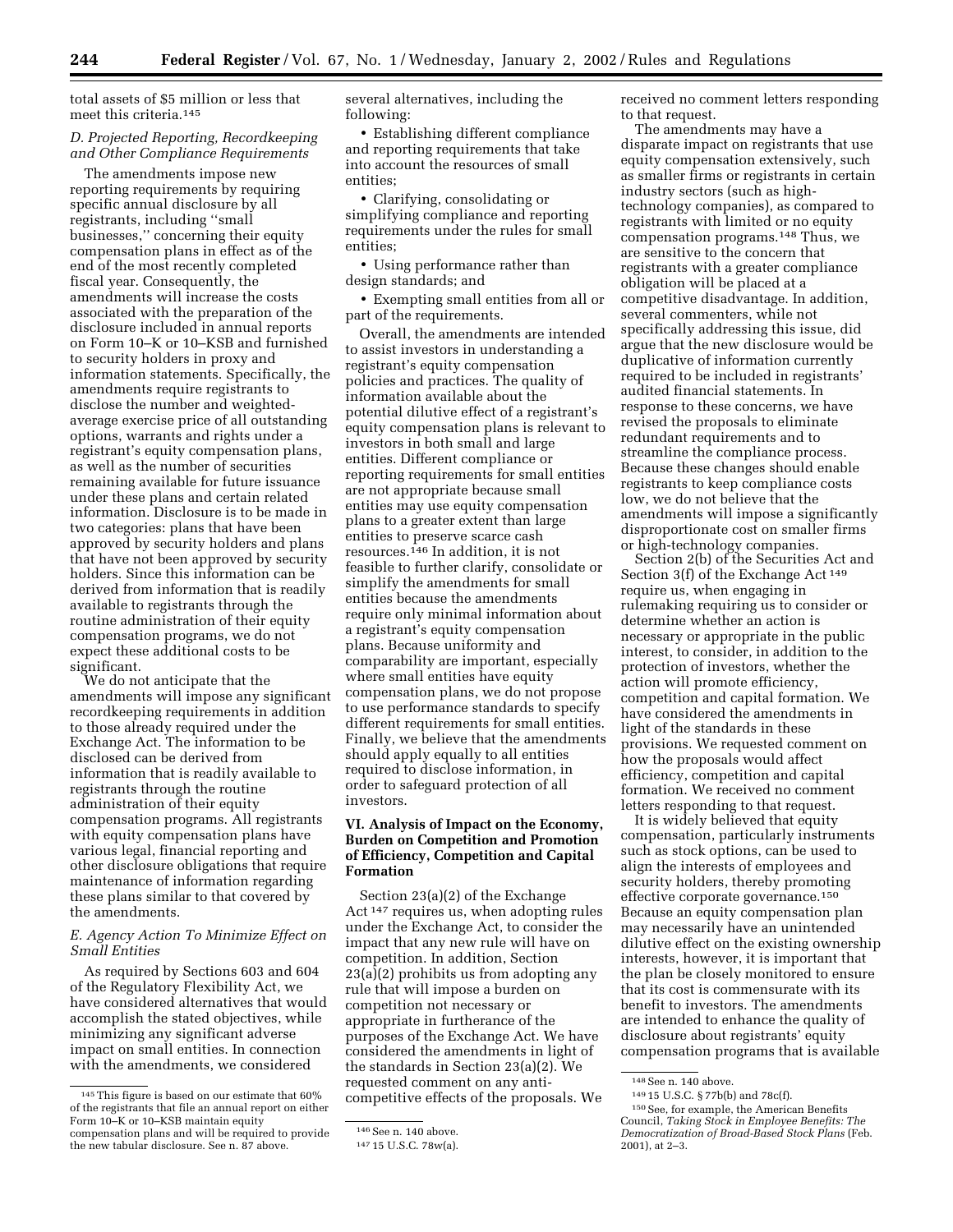total assets of $5 million or less that meet this criteria.[145]

### D. Projected Reporting, Recordkeeping and Other Compliance Requirements

The amendments impose new reporting requirements by requiring specific annual disclosure by all registrants, including "small businesses," concerning their equity compensation plans in effect as of the end of the most recently completed fiscal year. Consequently, the amendments will increase the costs associated with the preparation of the disclosure included in annual reports on Form 10–K or 10–KSB and furnished to security holders in proxy and information statements. Specifically, the amendments require registrants to disclose the number and weighted-average exercise price of all outstanding options, warrants and rights under a registrant's equity compensation plans, as well as the number of securities remaining available for future issuance under these plans and certain related information. Disclosure is to be made in two categories: plans that have been approved by security holders and plans that have not been approved by security holders. Since this information can be derived from information that is readily available to registrants through the routine administration of their equity compensation programs, we do not expect these additional costs to be significant.

We do not anticipate that the amendments will impose any significant recordkeeping requirements in addition to those already required under the Exchange Act. The information to be disclosed can be derived from information that is readily available to registrants through the routine administration of their equity compensation programs. All registrants with equity compensation plans have various legal, financial reporting and other disclosure obligations that require maintenance of information regarding these plans similar to that covered by the amendments.

### E. Agency Action To Minimize Effect on Small Entities

As required by Sections 603 and 604 of the Regulatory Flexibility Act, we have considered alternatives that would accomplish the stated objectives, while minimizing any significant adverse impact on small entities. In connection with the amendments, we considered several alternatives, including the following:

- Establishing different compliance and reporting requirements that take into account the resources of small entities;
- Clarifying, consolidating or simplifying compliance and reporting requirements under the rules for small entities;
- Using performance rather than design standards; and
- Exempting small entities from all or part of the requirements.

Overall, the amendments are intended to assist investors in understanding a registrant's equity compensation policies and practices. The quality of information available about the potential dilutive effect of a registrant's equity compensation plans is relevant to investors in both small and large entities. Different compliance or reporting requirements for small entities are not appropriate because small entities may use equity compensation plans to a greater extent than large entities to preserve scarce cash resources.[146] In addition, it is not feasible to further clarify, consolidate or simplify the amendments for small entities because the amendments require only minimal information about a registrant's equity compensation plans. Because uniformity and comparability are important, especially where small entities have equity compensation plans, we do not propose to use performance standards to specify different requirements for small entities. Finally, we believe that the amendments should apply equally to all entities required to disclose information, in order to safeguard protection of all investors.

## VI. Analysis of Impact on the Economy, Burden on Competition and Promotion of Efficiency, Competition and Capital Formation

Section 23(a)(2) of the Exchange Act[147] requires us, when adopting rules under the Exchange Act, to consider the impact that any new rule will have on competition. In addition, Section 23(a)(2) prohibits us from adopting any rule that will impose a burden on competition not necessary or appropriate in furtherance of the purposes of the Exchange Act. We have considered the amendments in light of the standards in Section 23(a)(2). We requested comment on any anti-competitive effects of the proposals. We received no comment letters responding to that request.

The amendments may have a disparate impact on registrants that use equity compensation extensively, such as smaller firms or registrants in certain industry sectors (such as high-technology companies), as compared to registrants with limited or no equity compensation programs.[148] Thus, we are sensitive to the concern that registrants with a greater compliance obligation will be placed at a competitive disadvantage. In addition, several commenters, while not specifically addressing this issue, did argue that the new disclosure would be duplicative of information currently required to be included in registrants' audited financial statements. In response to these concerns, we have revised the proposals to eliminate redundant requirements and to streamline the compliance process. Because these changes should enable registrants to keep compliance costs low, we do not believe that the amendments will impose a significantly disproportionate cost on smaller firms or high-technology companies.

Section 2(b) of the Securities Act and Section 3(f) of the Exchange Act[149] require us, when engaging in rulemaking requiring us to consider or determine whether an action is necessary or appropriate in the public interest, to consider, in addition to the protection of investors, whether the action will promote efficiency, competition and capital formation. We have considered the amendments in light of the standards in these provisions. We requested comment on how the proposals would affect efficiency, competition and capital formation. We received no comment letters responding to that request.

It is widely believed that equity compensation, particularly instruments such as stock options, can be used to align the interests of employees and security holders, thereby promoting effective corporate governance.[150] Because an equity compensation plan may necessarily have an unintended dilutive effect on the existing ownership interests, however, it is important that the plan be closely monitored to ensure that its cost is commensurate with its benefit to investors. The amendments are intended to enhance the quality of disclosure about registrants' equity compensation programs that is available

---

[145] This figure is based on our estimate that 60% of the registrants that file an annual report on either Form 10–K or 10–KSB maintain equity compensation plans and will be required to provide the new tabular disclosure. See n. 87 above.

[146] See n. 140 above.

[147] 15 U.S.C. 78w(a).

[148] See n. 140 above.

[149] 15 U.S.C. §77b(b) and 78c(f).

[150] See, for example, the American Benefits Council, *Taking Stock in Employee Benefits: The Democratization of Broad-Based Stock Plans* (Feb. 2001), at 2–3.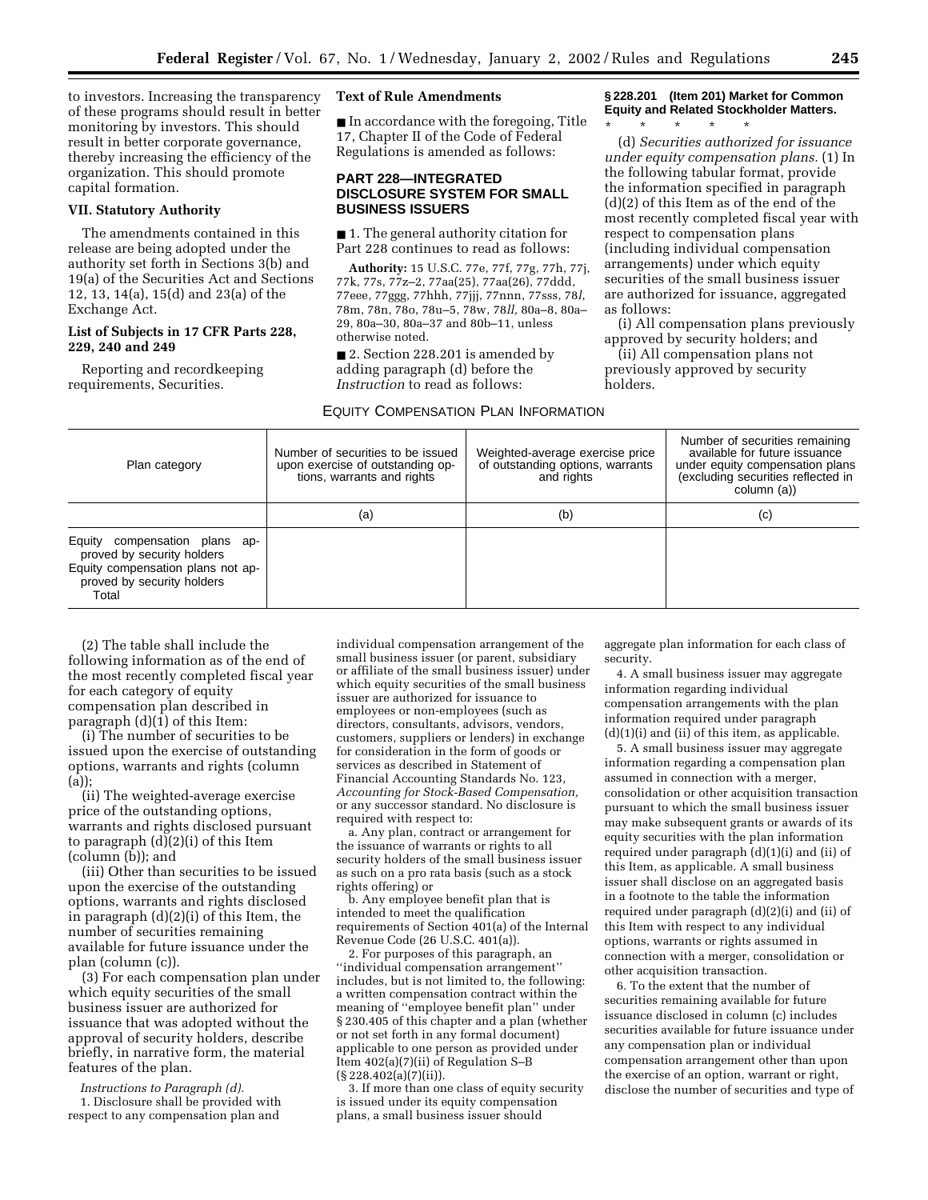to investors. Increasing the transparency of these programs should result in better monitoring by investors. This should result in better corporate governance, thereby increasing the efficiency of the organization. This should promote capital formation.

### VII. Statutory Authority

The amendments contained in this release are being adopted under the authority set forth in Sections 3(b) and 19(a) of the Securities Act and Sections 12, 13, 14(a), 15(d) and 23(a) of the Exchange Act.

### List of Subjects in 17 CFR Parts 228, 229, 240 and 249

Reporting and recordkeeping requirements, Securities.

### Text of Rule Amendments

■ In accordance with the foregoing, Title 17, Chapter II of the Code of Federal Regulations is amended as follows:

## PART 228—INTEGRATED DISCLOSURE SYSTEM FOR SMALL BUSINESS ISSUERS

■ 1. The general authority citation for Part 228 continues to read as follows:

**Authority:** 15 U.S.C. 77e, 77f, 77g, 77h, 77j, 77k, 77s, 77z–2, 77aa(25), 77aa(26), 77ddd, 77eee, 77ggg, 77hhh, 77jjj, 77nnn, 77sss, 78*l*, 78m, 78n, 78o, 78u–5, 78w, 78*ll*, 80a–8, 80a–29, 80a–30, 80a–37 and 80b–11, unless otherwise noted.

■ 2. Section 228.201 is amended by adding paragraph (d) before the *Instruction* to read as follows:

**§ 228.201 (Item 201) Market for Common Equity and Related Stockholder Matters.**

\* \* \* \* \*

(d) *Securities authorized for issuance under equity compensation plans.* (1) In the following tabular format, provide the information specified in paragraph (d)(2) of this Item as of the end of the most recently completed fiscal year with respect to compensation plans (including individual compensation arrangements) under which equity securities of the small business issuer are authorized for issuance, aggregated as follows:

(i) All compensation plans previously approved by security holders; and

(ii) All compensation plans not previously approved by security holders.

EQUITY COMPENSATION PLAN INFORMATION

| Plan category | Number of securities to be issued upon exercise of outstanding options, warrants and rights | Weighted-average exercise price of outstanding options, warrants and rights | Number of securities remaining available for future issuance under equity compensation plans (excluding securities reflected in column (a)) |
|---|---|---|---|
| | (a) | (b) | (c) |
| Equity compensation plans approved by security holders | | | |
| Equity compensation plans not approved by security holders | | | |
| Total | | | |

(2) The table shall include the following information as of the end of the most recently completed fiscal year for each category of equity compensation plan described in paragraph (d)(1) of this Item:

(i) The number of securities to be issued upon the exercise of outstanding options, warrants and rights (column (a));

(ii) The weighted-average exercise price of the outstanding options, warrants and rights disclosed pursuant to paragraph (d)(2)(i) of this Item (column (b)); and

(iii) Other than securities to be issued upon the exercise of the outstanding options, warrants and rights disclosed in paragraph (d)(2)(i) of this Item, the number of securities remaining available for future issuance under the plan (column (c)).

(3) For each compensation plan under which equity securities of the small business issuer are authorized for issuance that was adopted without the approval of security holders, describe briefly, in narrative form, the material features of the plan.

*Instructions to Paragraph (d).*

1. Disclosure shall be provided with respect to any compensation plan and individual compensation arrangement of the small business issuer (or parent, subsidiary or affiliate of the small business issuer) under which equity securities of the small business issuer are authorized for issuance to employees or non-employees (such as directors, consultants, advisors, vendors, customers, suppliers or lenders) in exchange for consideration in the form of goods or services as described in Statement of Financial Accounting Standards No. 123, *Accounting for Stock-Based Compensation,* or any successor standard. No disclosure is required with respect to:

a. Any plan, contract or arrangement for the issuance of warrants or rights to all security holders of the small business issuer as such on a pro rata basis (such as a stock rights offering) or

b. Any employee benefit plan that is intended to meet the qualification requirements of Section 401(a) of the Internal Revenue Code (26 U.S.C. 401(a)).

2. For purposes of this paragraph, an ''individual compensation arrangement'' includes, but is not limited to, the following: a written compensation contract within the meaning of ''employee benefit plan'' under § 230.405 of this chapter and a plan (whether or not set forth in any formal document) applicable to one person as provided under Item 402(a)(7)(ii) of Regulation S–B (§ 228.402(a)(7)(ii)).

3. If more than one class of equity security is issued under its equity compensation plans, a small business issuer should aggregate plan information for each class of security.

4. A small business issuer may aggregate information regarding individual compensation arrangements with the plan information required under paragraph (d)(1)(i) and (ii) of this item, as applicable.

5. A small business issuer may aggregate information regarding a compensation plan assumed in connection with a merger, consolidation or other acquisition transaction pursuant to which the small business issuer may make subsequent grants or awards of its equity securities with the plan information required under paragraph (d)(1)(i) and (ii) of this Item, as applicable. A small business issuer shall disclose on an aggregated basis in a footnote to the table the information required under paragraph (d)(2)(i) and (ii) of this Item with respect to any individual options, warrants or rights assumed in connection with a merger, consolidation or other acquisition transaction.

6. To the extent that the number of securities remaining available for future issuance disclosed in column (c) includes securities available for future issuance under any compensation plan or individual compensation arrangement other than upon the exercise of an option, warrant or right, disclose the number of securities and type of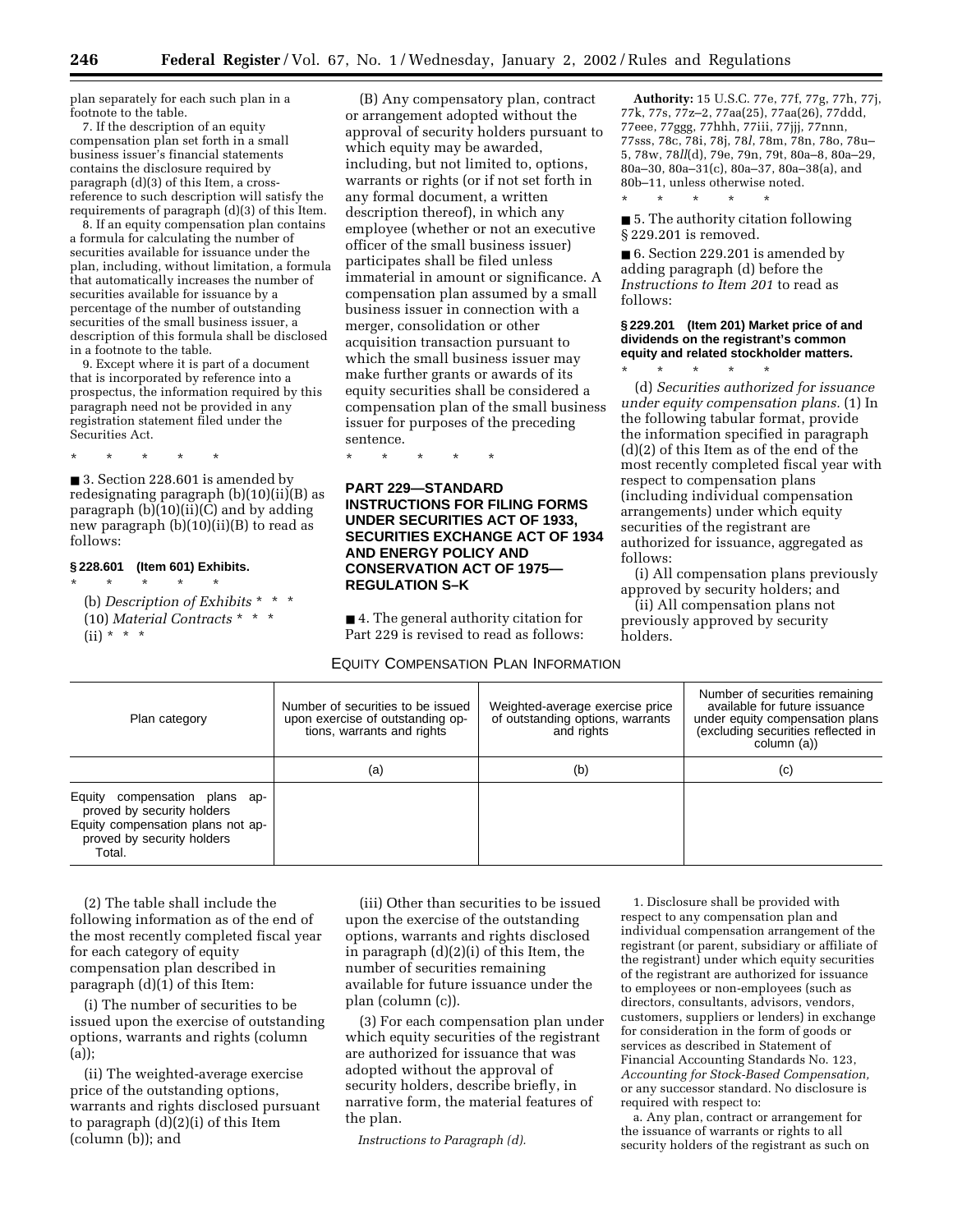plan separately for each such plan in a footnote to the table.

7. If the description of an equity compensation plan set forth in a small business issuer's financial statements contains the disclosure required by paragraph (d)(3) of this Item, a cross-reference to such description will satisfy the requirements of paragraph (d)(3) of this Item.

8. If an equity compensation plan contains a formula for calculating the number of securities available for issuance under the plan, including, without limitation, a formula that automatically increases the number of securities available for issuance by a percentage of the number of outstanding securities of the small business issuer, a description of this formula shall be disclosed in a footnote to the table.

9. Except where it is part of a document that is incorporated by reference into a prospectus, the information required by this paragraph need not be provided in any registration statement filed under the Securities Act.

\* \* \* \* \*

■ 3. Section 228.601 is amended by redesignating paragraph (b)(10)(ii)(B) as paragraph (b)(10)(ii)(C) and by adding new paragraph (b)(10)(ii)(B) to read as follows:

**§ 228.601 (Item 601) Exhibits.**

\* \* \* \* \*

(b) *Description of Exhibits* \* \* \*

(10) *Material Contracts* \* \* \*

(ii) \* \* \*

(B) Any compensatory plan, contract or arrangement adopted without the approval of security holders pursuant to which equity may be awarded, including, but not limited to, options, warrants or rights (or if not set forth in any formal document, a written description thereof), in which any employee (whether or not an executive officer of the small business issuer) participates shall be filed unless immaterial in amount or significance. A compensation plan assumed by a small business issuer in connection with a merger, consolidation or other acquisition transaction pursuant to which the small business issuer may make further grants or awards of its equity securities shall be considered a compensation plan of the small business issuer for purposes of the preceding sentence.

\* \* \* \* \*

## PART 229—STANDARD INSTRUCTIONS FOR FILING FORMS UNDER SECURITIES ACT OF 1933, SECURITIES EXCHANGE ACT OF 1934 AND ENERGY POLICY AND CONSERVATION ACT OF 1975—REGULATION S–K

■ 4. The general authority citation for Part 229 is revised to read as follows:

**Authority:** 15 U.S.C. 77e, 77f, 77g, 77h, 77j, 77k, 77s, 77z–2, 77aa(25), 77aa(26), 77ddd, 77eee, 77ggg, 77hhh, 77iii, 77jjj, 77nnn, 77sss, 78c, 78i, 78j, 78*l*, 78m, 78n, 78o, 78u–5, 78w, 78*ll*(d), 79e, 79n, 79t, 80a–8, 80a–29, 80a–30, 80a–31(c), 80a–37, 80a–38(a), and 80b–11, unless otherwise noted.

\* \* \* \* \*

■ 5. The authority citation following § 229.201 is removed.

■ 6. Section 229.201 is amended by adding paragraph (d) before the *Instructions to Item 201* to read as follows:

**§ 229.201 (Item 201) Market price of and dividends on the registrant's common equity and related stockholder matters.**

\* \* \* \* \*

(d) *Securities authorized for issuance under equity compensation plans.* (1) In the following tabular format, provide the information specified in paragraph (d)(2) of this Item as of the end of the most recently completed fiscal year with respect to compensation plans (including individual compensation arrangements) under which equity securities of the registrant are authorized for issuance, aggregated as follows:

(i) All compensation plans previously approved by security holders; and

(ii) All compensation plans not previously approved by security holders.

EQUITY COMPENSATION PLAN INFORMATION

| Plan category | Number of securities to be issued upon exercise of outstanding options, warrants and rights | Weighted-average exercise price of outstanding options, warrants and rights | Number of securities remaining available for future issuance under equity compensation plans (excluding securities reflected in column (a)) |
|---|---|---|---|
| | (a) | (b) | (c) |
| Equity compensation plans approved by security holders | | | |
| Equity compensation plans not approved by security holders | | | |
| Total | | | |

(2) The table shall include the following information as of the end of the most recently completed fiscal year for each category of equity compensation plan described in paragraph (d)(1) of this Item:

(i) The number of securities to be issued upon the exercise of outstanding options, warrants and rights (column (a));

(ii) The weighted-average exercise price of the outstanding options, warrants and rights disclosed pursuant to paragraph (d)(2)(i) of this Item (column (b)); and

(iii) Other than securities to be issued upon the exercise of the outstanding options, warrants and rights disclosed in paragraph (d)(2)(i) of this Item, the number of securities remaining available for future issuance under the plan (column (c)).

(3) For each compensation plan under which equity securities of the registrant are authorized for issuance that was adopted without the approval of security holders, describe briefly, in narrative form, the material features of the plan.

*Instructions to Paragraph (d).*

1. Disclosure shall be provided with respect to any compensation plan and individual compensation arrangement of the registrant (or parent, subsidiary or affiliate of the registrant) under which equity securities of the registrant are authorized for issuance to employees or non-employees (such as directors, consultants, advisors, vendors, customers, suppliers or lenders) in exchange for consideration in the form of goods or services as described in Statement of Financial Accounting Standards No. 123, *Accounting for Stock-Based Compensation,* or any successor standard. No disclosure is required with respect to:

a. Any plan, contract or arrangement for the issuance of warrants or rights to all security holders of the registrant as such on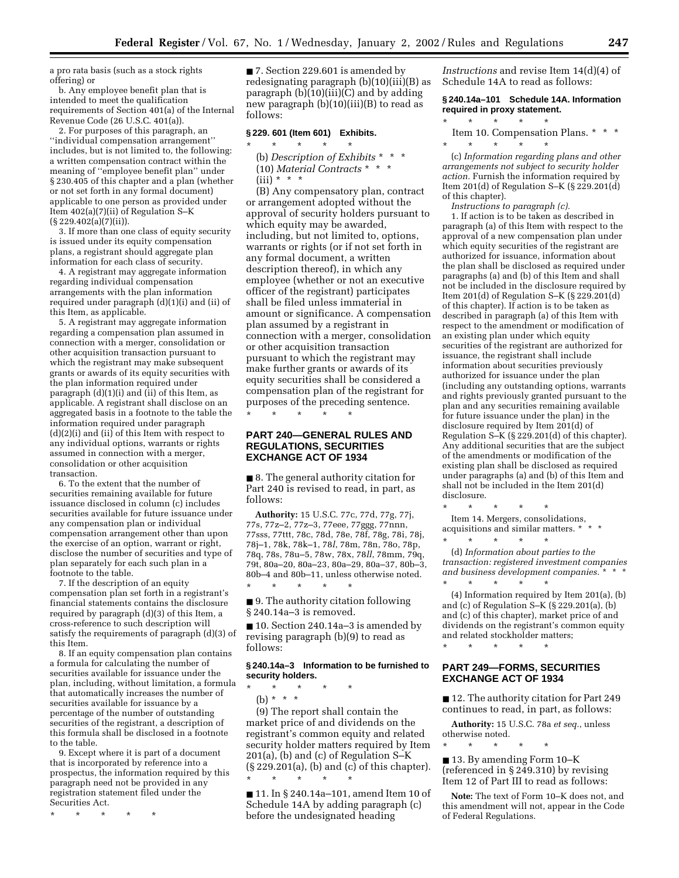a pro rata basis (such as a stock rights offering) or

b. Any employee benefit plan that is intended to meet the qualification requirements of Section 401(a) of the Internal Revenue Code (26 U.S.C. 401(a)).

2. For purposes of this paragraph, an ''individual compensation arrangement'' includes, but is not limited to, the following: a written compensation contract within the meaning of ''employee benefit plan'' under § 230.405 of this chapter and a plan (whether or not set forth in any formal document) applicable to one person as provided under Item 402(a)(7)(ii) of Regulation S–K (§ 229.402(a)(7)(ii)).

3. If more than one class of equity security is issued under its equity compensation plans, a registrant should aggregate plan information for each class of security.

4. A registrant may aggregate information regarding individual compensation arrangements with the plan information required under paragraph (d)(1)(i) and (ii) of this Item, as applicable.

5. A registrant may aggregate information regarding a compensation plan assumed in connection with a merger, consolidation or other acquisition transaction pursuant to which the registrant may make subsequent grants or awards of its equity securities with the plan information required under paragraph (d)(1)(i) and (ii) of this Item, as applicable. A registrant shall disclose on an aggregated basis in a footnote to the table the information required under paragraph (d)(2)(i) and (ii) of this Item with respect to any individual options, warrants or rights assumed in connection with a merger, consolidation or other acquisition transaction.

6. To the extent that the number of securities remaining available for future issuance disclosed in column (c) includes securities available for future issuance under any compensation plan or individual compensation arrangement other than upon the exercise of an option, warrant or right, disclose the number of securities and type of plan separately for each such plan in a footnote to the table.

7. If the description of an equity compensation plan set forth in a registrant's financial statements contains the disclosure required by paragraph (d)(3) of this Item, a cross-reference to such description will satisfy the requirements of paragraph (d)(3) of this Item.

8. If an equity compensation plan contains a formula for calculating the number of securities available for issuance under the plan, including, without limitation, a formula that automatically increases the number of securities available for issuance by a percentage of the number of outstanding securities of the registrant, a description of this formula shall be disclosed in a footnote to the table.

9. Except where it is part of a document that is incorporated by reference into a prospectus, the information required by this paragraph need not be provided in any registration statement filed under the Securities Act.

\* \* \* \* \*

■ 7. Section 229.601 is amended by redesignating paragraph (b)(10)(iii)(B) as paragraph (b)(10)(iii)(C) and by adding new paragraph (b)(10)(iii)(B) to read as follows:

**§ 229. 601 (Item 601) Exhibits.**

\* \* \* \* \*

(b) *Description of Exhibits* \* \* \*

(10) *Material Contracts* \* \* \*

(iii) \* \* \*

(B) Any compensatory plan, contract or arrangement adopted without the approval of security holders pursuant to which equity may be awarded, including, but not limited to, options, warrants or rights (or if not set forth in any formal document, a written description thereof), in which any employee (whether or not an executive officer of the registrant) participates shall be filed unless immaterial in amount or significance. A compensation plan assumed by a registrant in connection with a merger, consolidation or other acquisition transaction pursuant to which the registrant may make further grants or awards of its equity securities shall be considered a compensation plan of the registrant for purposes of the preceding sentence.

\* \* \* \* \*

## PART 240—GENERAL RULES AND REGULATIONS, SECURITIES EXCHANGE ACT OF 1934

■ 8. The general authority citation for Part 240 is revised to read, in part, as follows:

**Authority:** 15 U.S.C. 77c, 77d, 77g, 77j, 77s, 77z–2, 77z–3, 77eee, 77ggg, 77nnn, 77sss, 77ttt, 78c, 78d, 78e, 78f, 78g, 78i, 78j, 78j–1, 78k, 78k–1, 78*l*, 78m, 78n, 78o, 78p, 78q, 78s, 78u–5, 78w, 78x, 78*ll*, 78mm, 79q, 79t, 80a–20, 80a–23, 80a–29, 80a–37, 80b–3, 80b–4 and 80b–11, unless otherwise noted.

\* \* \* \* \*

■ 9. The authority citation following § 240.14a–3 is removed.

■ 10. Section 240.14a–3 is amended by revising paragraph (b)(9) to read as follows:

**§ 240.14a–3 Information to be furnished to security holders.**

\* \* \* \* \*

(b) \* \* \*

(9) The report shall contain the market price of and dividends on the registrant's common equity and related security holder matters required by Item 201(a), (b) and (c) of Regulation S–K (§ 229.201(a), (b) and (c) of this chapter).

\* \* \* \* \*

■ 11. In § 240.14a–101, amend Item 10 of Schedule 14A by adding paragraph (c) before the undesignated heading *Instructions* and revise Item 14(d)(4) of Schedule 14A to read as follows:

**§ 240.14a–101 Schedule 14A. Information required in proxy statement.**

\* \* \* \* \*

Item 10. Compensation Plans. \* \* \*

\* \* \* \* \*

(c) *Information regarding plans and other arrangements not subject to security holder action.* Furnish the information required by Item 201(d) of Regulation S–K (§ 229.201(d) of this chapter).

*Instructions to paragraph (c).*

1. If action is to be taken as described in paragraph (a) of this Item with respect to the approval of a new compensation plan under which equity securities of the registrant are authorized for issuance, information about the plan shall be disclosed as required under paragraphs (a) and (b) of this Item and shall not be included in the disclosure required by Item 201(d) of Regulation S–K (§ 229.201(d) of this chapter). If action is to be taken as described in paragraph (a) of this Item with respect to the amendment or modification of an existing plan under which equity securities of the registrant are authorized for issuance, the registrant shall include information about securities previously authorized for issuance under the plan (including any outstanding options, warrants and rights previously granted pursuant to the plan and any securities remaining available for future issuance under the plan) in the disclosure required by Item 201(d) of Regulation S–K (§ 229.201(d) of this chapter). Any additional securities that are the subject of the amendments or modification of the existing plan shall be disclosed as required under paragraphs (a) and (b) of this Item and shall not be included in the Item 201(d) disclosure.

\* \* \* \* \*

Item 14. Mergers, consolidations, acquisitions and similar matters. \* \* \*

\* \* \* \* \*

(d) *Information about parties to the transaction: registered investment companies and business development companies.* \* \* \*

\* \* \* \* \*

(4) Information required by Item 201(a), (b) and (c) of Regulation S–K (§ 229.201(a), (b) and (c) of this chapter), market price of and dividends on the registrant's common equity and related stockholder matters;

\* \* \* \* \*

## PART 249—FORMS, SECURITIES EXCHANGE ACT OF 1934

■ 12. The authority citation for Part 249 continues to read, in part, as follows:

**Authority:** 15 U.S.C. 78a *et seq.*, unless otherwise noted.

\* \* \* \* \*

■ 13. By amending Form 10–K (referenced in § 249.310) by revising Item 12 of Part III to read as follows:

**Note:** The text of Form 10–K does not, and this amendment will not, appear in the Code of Federal Regulations.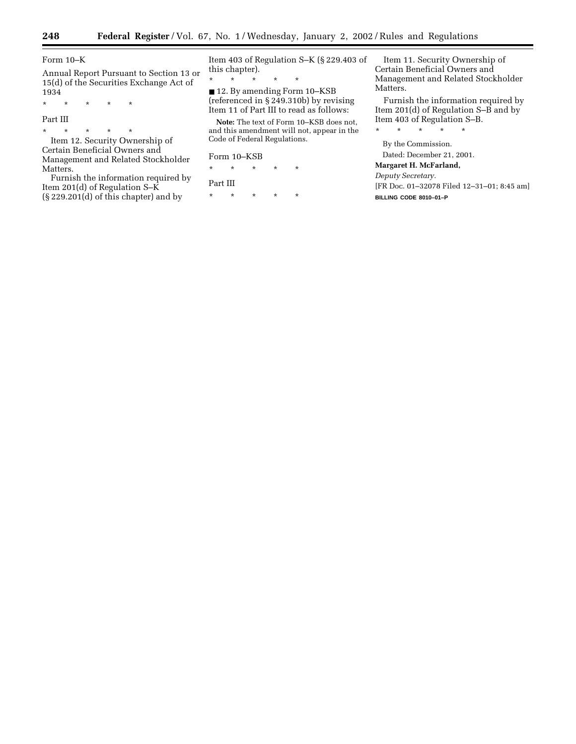Form 10–K

Annual Report Pursuant to Section 13 or 15(d) of the Securities Exchange Act of 1934

\* \* \* \* \*

Part III

\* \* \* \* \*

Item 12. Security Ownership of Certain Beneficial Owners and Management and Related Stockholder Matters.

Furnish the information required by Item 201(d) of Regulation S–K (§ 229.201(d) of this chapter) and by Item 403 of Regulation S–K (§ 229.403 of this chapter).

\* \* \* \* \*

■ 12. By amending Form 10–KSB (referenced in § 249.310b) by revising Item 11 of Part III to read as follows:

**Note:** The text of Form 10–KSB does not, and this amendment will not, appear in the Code of Federal Regulations.

Form 10–KSB

\* \* \* \* \*

Part III

\* \* \* \* \*

Item 11. Security Ownership of Certain Beneficial Owners and Management and Related Stockholder Matters.

Furnish the information required by Item 201(d) of Regulation S–B and by Item 403 of Regulation S–B.

\* \* \* \* \*

By the Commission.

Dated: December 21, 2001.

**Margaret H. McFarland,**

*Deputy Secretary.*

[FR Doc. 01–32078 Filed 12–31–01; 8:45 am]

**BILLING CODE 8010–01–P**